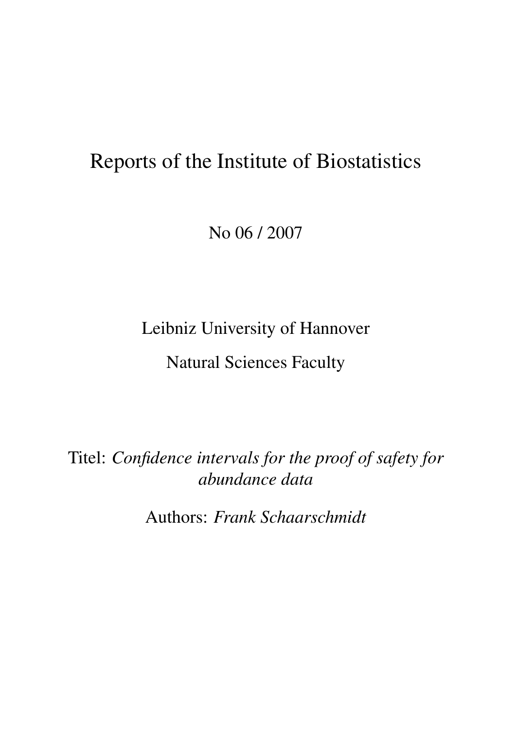# Reports of the Institute of Biostatistics

No 06 / 2007

Leibniz University of Hannover

Natural Sciences Faculty

Titel: *Confidence intervals for the proof of safety for abundance data*

Authors: *Frank Schaarschmidt*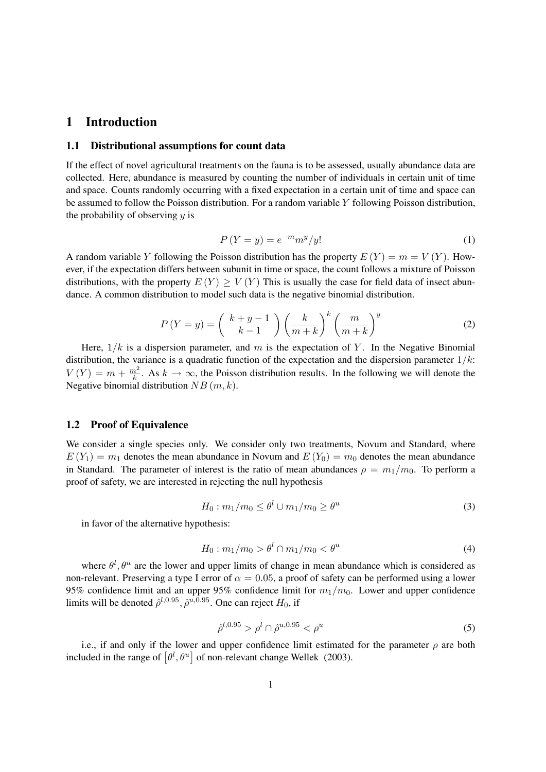# 1 Introduction

## 1.1 Distributional assumptions for count data

If the effect of novel agricultural treatments on the fauna is to be assessed, usually abundance data are collected. Here, abundance is measured by counting the number of individuals in certain unit of time and space. Counts randomly occurring with a fixed expectation in a certain unit of time and space can be assumed to follow the Poisson distribution. For a random variable $Y$ following Poisson distribution, the probability of observing $y$ is

$$P(Y = y) = e^{-m} m^y / y! \tag{1}$$

A random variable $Y$ following the Poisson distribution has the property $E(Y) = m = V(Y)$. However, if the expectation differs between subunit in time or space, the count follows a mixture of Poisson distributions, with the property $E(Y) \geq V(Y)$ This is usually the case for field data of insect abundance. A common distribution to model such data is the negative binomial distribution.

$$P(Y = y) = \left( \begin{array}{c} k + y - 1 \\ k - 1 \end{array} \right) \left( \frac{k}{m + k} \right)^k \left( \frac{m}{m + k} \right)^y \tag{2}$$

Here, $1/k$ is a dispersion parameter, and $m$ is the expectation of $Y$. In the Negative Binomial distribution, the variance is a quadratic function of the expectation and the dispersion parameter $1/k$: $V(Y) = m + \frac{m^2}{k}$. As $k \rightarrow \infty$, the Poisson distribution results. In the following we will denote the Negative binomial distribution $NB(m, k)$.

## 1.2 Proof of Equivalence

We consider a single species only. We consider only two treatments, Novum and Standard, where $E(Y_1) = m_1$ denotes the mean abundance in Novum and $E(Y_0) = m_0$ denotes the mean abundance in Standard. The parameter of interest is the ratio of mean abundances $\rho = m_1/m_0$. To perform a proof of safety, we are interested in rejecting the null hypothesis

$$H_0 : m_1/m_0 \leq \theta^l \cup m_1/m_0 \geq \theta^u \tag{3}$$

in favor of the alternative hypothesis:

$$H_0 : m_1/m_0 > \theta^l \cap m_1/m_0 < \theta^u \tag{4}$$

where $\theta^l, \theta^u$ are the lower and upper limits of change in mean abundance which is considered as non-relevant. Preserving a type I error of $\alpha = 0.05$, a proof of safety can be performed using a lower 95% confidence limit and an upper 95% confidence limit for $m_1/m_0$. Lower and upper confidence limits will be denoted $\hat{\rho}^{l,0.95}, \hat{\rho}^{u,0.95}$. One can reject $H_0$, if

$$\hat{\rho}^{l,0.95} > \rho^l \cap \hat{\rho}^{u,0.95} < \rho^u \tag{5}$$

i.e., if and only if the lower and upper confidence limit estimated for the parameter $\rho$ are both included in the range of $\left[\theta^l, \theta^u\right]$ of non-relevant change Wellek (2003).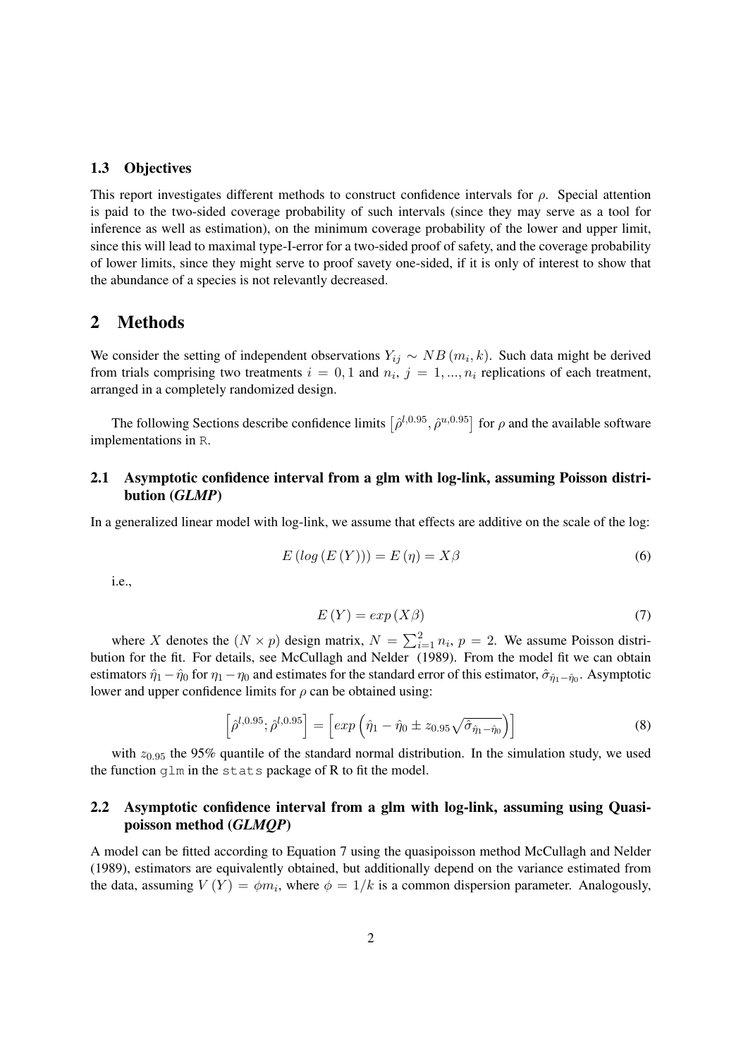### 1.3 Objectives

This report investigates different methods to construct confidence intervals for $\rho$. Special attention is paid to the two-sided coverage probability of such intervals (since they may serve as a tool for inference as well as estimation), on the minimum coverage probability of the lower and upper limit, since this will lead to maximal type-I-error for a two-sided proof of safety, and the coverage probability of lower limits, since they might serve to proof savety one-sided, if it is only of interest to show that the abundance of a species is not relevantly decreased.

## 2 Methods

We consider the setting of independent observations $Y_{ij} \sim NB(m_i, k)$. Such data might be derived from trials comprising two treatments $i = 0, 1$ and $n_i$, $j = 1, ..., n_i$ replications of each treatment, arranged in a completely randomized design.

The following Sections describe confidence limits $\left[\hat{\rho}^{l,0.95}, \hat{\rho}^{u,0.95}\right]$ for $\rho$ and the available software implementations in R.

### 2.1 Asymptotic confidence interval from a glm with log-link, assuming Poisson distribution (*GLMP*)

In a generalized linear model with log-link, we assume that effects are additive on the scale of the log:

$$E\left(log\left(E\left(Y\right)\right)\right) = E\left(\eta\right) = X\beta \tag{6}$$

i.e.,

$$E\left(Y\right) = exp\left(X\beta\right) \tag{7}$$

where $X$ denotes the $(N \times p)$ design matrix, $N = \sum_{i=1}^{2} n_i$, $p = 2$. We assume Poisson distribution for the fit. For details, see McCullagh and Nelder (1989). From the model fit we can obtain estimators $\hat{\eta}_1 - \hat{\eta}_0$ for $\eta_1 - \eta_0$ and estimates for the standard error of this estimator, $\hat{\sigma}_{\hat{\eta}_1 - \hat{\eta}_0}$. Asymptotic lower and upper confidence limits for $\rho$ can be obtained using:

$$\left[\hat{\rho}^{l,0.95}; \hat{\rho}^{l,0.95}\right] = \left[exp\left(\hat{\eta}_1 - \hat{\eta}_0 \pm z_{0.95}\sqrt{\hat{\sigma}_{\hat{\eta}_1 - \hat{\eta}_0}}\right)\right] \tag{8}$$

with $z_{0.95}$ the 95% quantile of the standard normal distribution. In the simulation study, we used the function glm in the stats package of R to fit the model.

### 2.2 Asymptotic confidence interval from a glm with log-link, assuming using Quasipoisson method (*GLMQP*)

A model can be fitted according to Equation 7 using the quasipoisson method McCullagh and Nelder (1989), estimators are equivalently obtained, but additionally depend on the variance estimated from the data, assuming $V(Y) = \phi m_i$, where $\phi = 1/k$ is a common dispersion parameter. Analogously,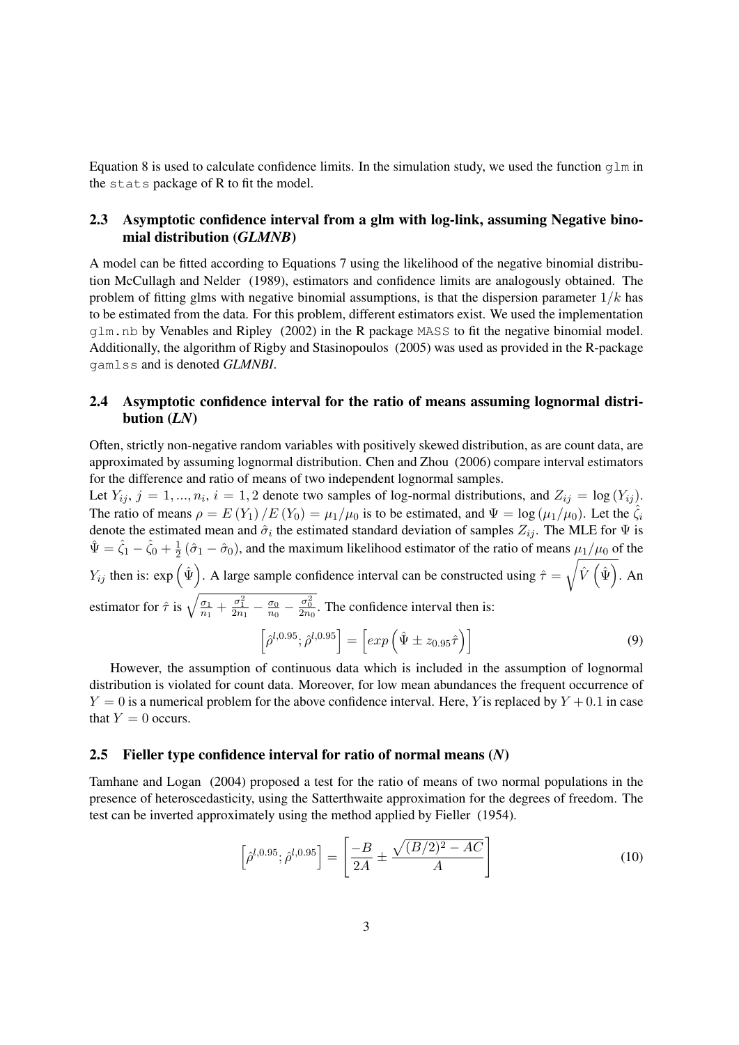Equation 8 is used to calculate confidence limits. In the simulation study, we used the function `glm` in the `stats` package of R to fit the model.

### 2.3 Asymptotic confidence interval from a glm with log-link, assuming Negative binomial distribution (*GLMNB*)

A model can be fitted according to Equations 7 using the likelihood of the negative binomial distribution McCullagh and Nelder (1989), estimators and confidence limits are analogously obtained. The problem of fitting glms with negative binomial assumptions, is that the dispersion parameter $1/k$ has to be estimated from the data. For this problem, different estimators exist. We used the implementation `glm.nb` by Venables and Ripley (2002) in the R package `MASS` to fit the negative binomial model. Additionally, the algorithm of Rigby and Stasinopoulos (2005) was used as provided in the R-package `gamlss` and is denoted *GLMNBI*.

### 2.4 Asymptotic confidence interval for the ratio of means assuming lognormal distribution (*LN*)

Often, strictly non-negative random variables with positively skewed distribution, as are count data, are approximated by assuming lognormal distribution. Chen and Zhou (2006) compare interval estimators for the difference and ratio of means of two independent lognormal samples.

Let $Y_{ij}$, $j = 1, ..., n_i$, $i = 1, 2$ denote two samples of log-normal distributions, and $Z_{ij} = \log(Y_{ij})$. The ratio of means $\rho = E(Y_1)/E(Y_0) = \mu_1/\mu_0$ is to be estimated, and $\Psi = \log(\mu_1/\mu_0)$. Let the $\hat{\zeta}_i$ denote the estimated mean and $\hat{\sigma}_i$ the estimated standard deviation of samples $Z_{ij}$. The MLE for $\Psi$ is $\hat{\Psi} = \hat{\zeta}_1 - \hat{\zeta}_0 + \frac{1}{2}(\hat{\sigma}_1 - \hat{\sigma}_0)$, and the maximum likelihood estimator of the ratio of means $\mu_1/\mu_0$ of the $Y_{ij}$ then is: $\exp\left(\hat{\Psi}\right)$. A large sample confidence interval can be constructed using $\hat{\tau} = \sqrt{\hat{V}\left(\hat{\Psi}\right)}$. An estimator for $\hat{\tau}$ is $\sqrt{\frac{\sigma_1}{n_1} + \frac{\sigma_1^2}{2n_1} - \frac{\sigma_0}{n_0} - \frac{\sigma_0^2}{2n_0}}$. The confidence interval then is:

$$\left[\hat{\rho}^{l,0.95}; \hat{\rho}^{l,0.95}\right] = \left[exp\left(\hat{\Psi} \pm z_{0.95}\hat{\tau}\right)\right] \tag{9}$$

However, the assumption of continuous data which is included in the assumption of lognormal distribution is violated for count data. Moreover, for low mean abundances the frequent occurrence of $Y = 0$ is a numerical problem for the above confidence interval. Here, $Y$ is replaced by $Y + 0.1$ in case that $Y = 0$ occurs.

### 2.5 Fieller type confidence interval for ratio of normal means (*N*)

Tamhane and Logan (2004) proposed a test for the ratio of means of two normal populations in the presence of heteroscedasticity, using the Satterthwaite approximation for the degrees of freedom. The test can be inverted approximately using the method applied by Fieller (1954).

$$\left[\hat{\rho}^{l,0.95}; \hat{\rho}^{l,0.95}\right] = \left[\frac{-B}{2A} \pm \frac{\sqrt{(B/2)^2 - AC}}{A}\right] \tag{10}$$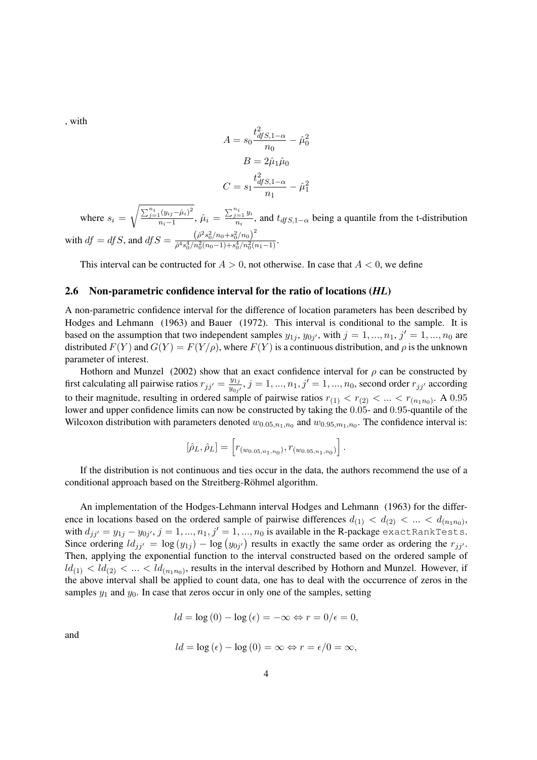, with

$$A = s_0 \frac{t^2_{dfS,1-\alpha}}{n_0} - \hat{\mu}_0^2$$

$$B = 2\hat{\mu}_1\hat{\mu}_0$$

$$C = s_1 \frac{t^2_{dfS,1-\alpha}}{n_1} - \hat{\mu}_1^2$$

where $s_i = \sqrt{\frac{\sum_{j=1}^{n_i}(y_{ij}-\hat{\mu}_i)^2}{n_i-1}}$, $\hat{\mu}_i = \frac{\sum_{j=1}^{n_i} y_i}{n_i}$, and $t_{dfS,1-\alpha}$ being a quantile from the t-distribution with $df = dfS$, and $dfS = \frac{\left(\hat{\rho}^2 s_0^2/n_0 + s_0^2/n_0\right)^2}{\hat{\rho}^4 s_0^4/n_0^2(n_0-1) + s_0^4/n_0^2(n_1-1)}$.

This interval can be contructed for $A > 0$, not otherwise. In case that $A < 0$, we define

## 2.6 Non-parametric confidence interval for the ratio of locations (*HL*)

A non-parametric confidence interval for the difference of location parameters has been described by Hodges and Lehmann (1963) and Bauer (1972). This interval is conditional to the sample. It is based on the assumption that two independent samples $y_{1j}$, $y_{0j'}$, with $j = 1, ..., n_1$, $j' = 1, ..., n_0$ are distributed $F(Y)$ and $G(Y) = F(Y/\rho)$, where $F(Y)$ is a continuous distribution, and $\rho$ is the unknown parameter of interest.

Hothorn and Munzel (2002) show that an exact confidence interval for $\rho$ can be constructed by first calculating all pairwise ratios $r_{jj'} = \frac{y_{1j}}{y_{0j'}}$, $j = 1, ..., n_1, j' = 1, ..., n_0$, second order $r_{jj'}$ according to their magnitude, resulting in ordered sample of pairwise ratios $r_{(1)} < r_{(2)} < ... < r_{(n_1 n_0)}$. A $0.95$ lower and upper confidence limits can now be constructed by taking the $0.05$- and $0.95$-quantile of the Wilcoxon distribution with parameters denoted $w_{0.05,n_1,n_0}$ and $w_{0.95,m_1,n_0}$. The confidence interval is:

$$[\hat{\rho}_L, \hat{\rho}_L] = \left[r_{(w_{0.05,n_1,n_0})}, r_{(w_{0.95,n_1,n_0})}\right].$$

If the distribution is not continuous and ties occur in the data, the authors recommend the use of a conditional approach based on the Streitberg-Röhmel algorithm.

An implementation of the Hodges-Lehmann interval Hodges and Lehmann (1963) for the difference in locations based on the ordered sample of pairwise differences $d_{(1)} < d_{(2)} < ... < d_{(n_1 n_0)}$, with $d_{jj'} = y_{1j} - y_{0j'}$, $j = 1, ..., n_1, j' = 1, ..., n_0$ is available in the R-package `exactRankTests`. Since ordering $ld_{jj'} = \log(y_{1j}) - \log\left(y_{0j'}\right)$ results in exactly the same order as ordering the $r_{jj'}$. Then, applying the exponential function to the interval constructed based on the ordered sample of $ld_{(1)} < ld_{(2)} < ... < ld_{(n_1 n_0)}$, results in the interval described by Hothorn and Munzel. However, if the above interval shall be applied to count data, one has to deal with the occurrence of zeros in the samples $y_1$ and $y_0$. In case that zeros occur in only one of the samples, setting

$$ld = \log(0) - \log(\epsilon) = -\infty \Leftrightarrow r = 0/\epsilon = 0,$$

and

$$ld = \log(\epsilon) - \log(0) = \infty \Leftrightarrow r = \epsilon/0 = \infty,$$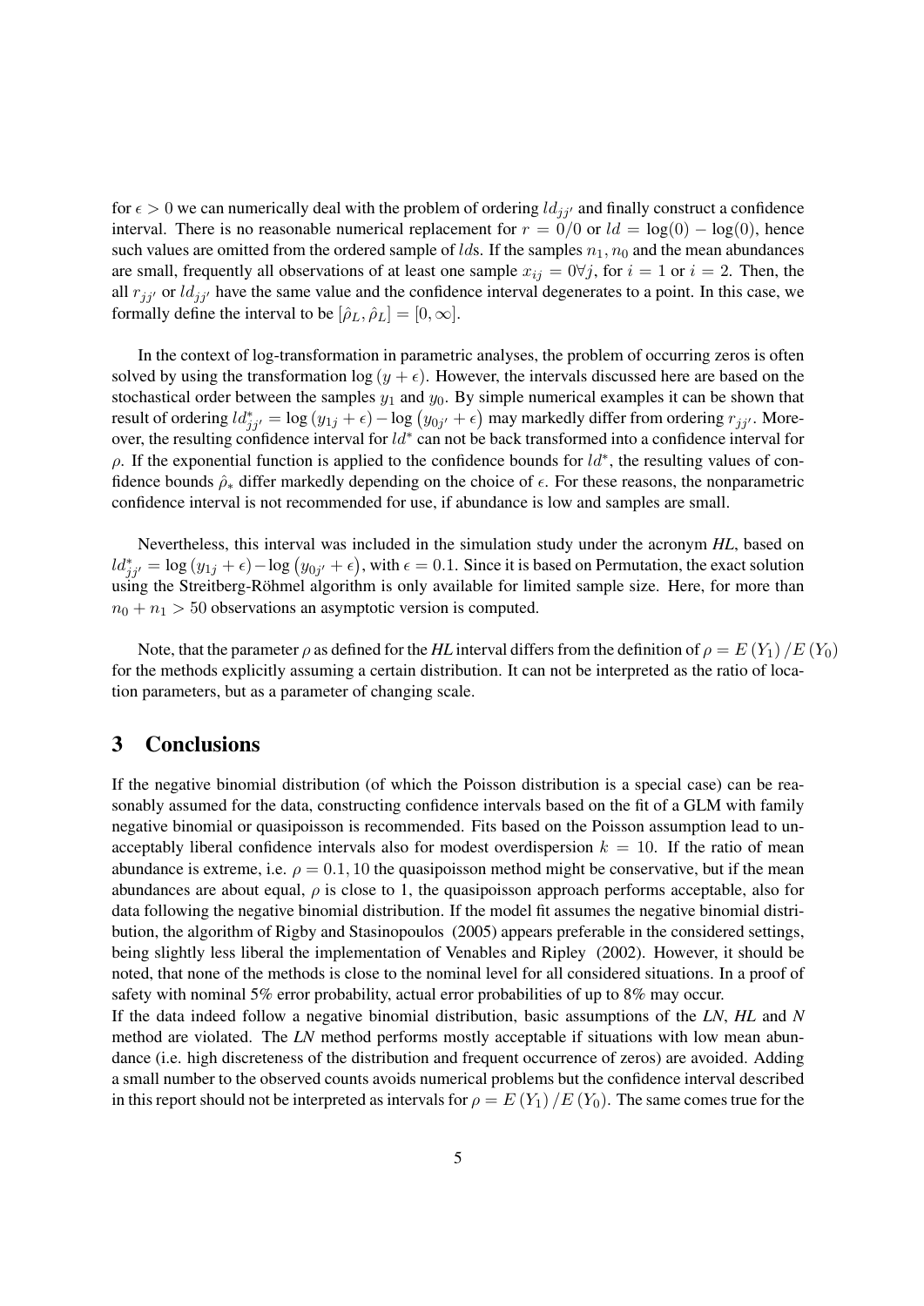for $\epsilon > 0$ we can numerically deal with the problem of ordering $ld_{jj'}$ and finally construct a confidence interval. There is no reasonable numerical replacement for $r = 0/0$ or $ld = \log(0) - \log(0)$, hence such values are omitted from the ordered sample of $ld$s. If the samples $n_1, n_0$ and the mean abundances are small, frequently all observations of at least one sample $x_{ij} = 0 \forall j$, for $i = 1$ or $i = 2$. Then, the all $r_{jj'}$ or $ld_{jj'}$ have the same value and the confidence interval degenerates to a point. In this case, we formally define the interval to be $[\hat{\rho}_L, \hat{\rho}_L] = [0, \infty]$.

In the context of log-transformation in parametric analyses, the problem of occurring zeros is often solved by using the transformation $\log(y + \epsilon)$. However, the intervals discussed here are based on the stochastical order between the samples $y_1$ and $y_0$. By simple numerical examples it can be shown that result of ordering $ld^*_{jj'} = \log(y_{1j} + \epsilon) - \log(y_{0j'} + \epsilon)$ may markedly differ from ordering $r_{jj'}$. Moreover, the resulting confidence interval for $ld^*$ can not be back transformed into a confidence interval for $\rho$. If the exponential function is applied to the confidence bounds for $ld^*$, the resulting values of confidence bounds $\hat{\rho}_*$ differ markedly depending on the choice of $\epsilon$. For these reasons, the nonparametric confidence interval is not recommended for use, if abundance is low and samples are small.

Nevertheless, this interval was included in the simulation study under the acronym *HL*, based on $ld^*_{jj'} = \log(y_{1j} + \epsilon) - \log(y_{0j'} + \epsilon)$, with $\epsilon = 0.1$. Since it is based on Permutation, the exact solution using the Streitberg-Röhmel algorithm is only available for limited sample size. Here, for more than $n_0 + n_1 > 50$ observations an asymptotic version is computed.

Note, that the parameter $\rho$ as defined for the *HL* interval differs from the definition of $\rho = E(Y_1)/E(Y_0)$ for the methods explicitly assuming a certain distribution. It can not be interpreted as the ratio of location parameters, but as a parameter of changing scale.

## 3 Conclusions

If the negative binomial distribution (of which the Poisson distribution is a special case) can be reasonably assumed for the data, constructing confidence intervals based on the fit of a GLM with family negative binomial or quasipoisson is recommended. Fits based on the Poisson assumption lead to unacceptably liberal confidence intervals also for modest overdispersion $k = 10$. If the ratio of mean abundance is extreme, i.e. $\rho = 0.1, 10$ the quasipoisson method might be conservative, but if the mean abundances are about equal, $\rho$ is close to 1, the quasipoisson approach performs acceptable, also for data following the negative binomial distribution. If the model fit assumes the negative binomial distribution, the algorithm of Rigby and Stasinopoulos (2005) appears preferable in the considered settings, being slightly less liberal the implementation of Venables and Ripley (2002). However, it should be noted, that none of the methods is close to the nominal level for all considered situations. In a proof of safety with nominal 5% error probability, actual error probabilities of up to 8% may occur.
If the data indeed follow a negative binomial distribution, basic assumptions of the *LN*, *HL* and *N* method are violated. The *LN* method performs mostly acceptable if situations with low mean abundance (i.e. high discreteness of the distribution and frequent occurrence of zeros) are avoided. Adding a small number to the observed counts avoids numerical problems but the confidence interval described in this report should not be interpreted as intervals for $\rho = E(Y_1)/E(Y_0)$. The same comes true for the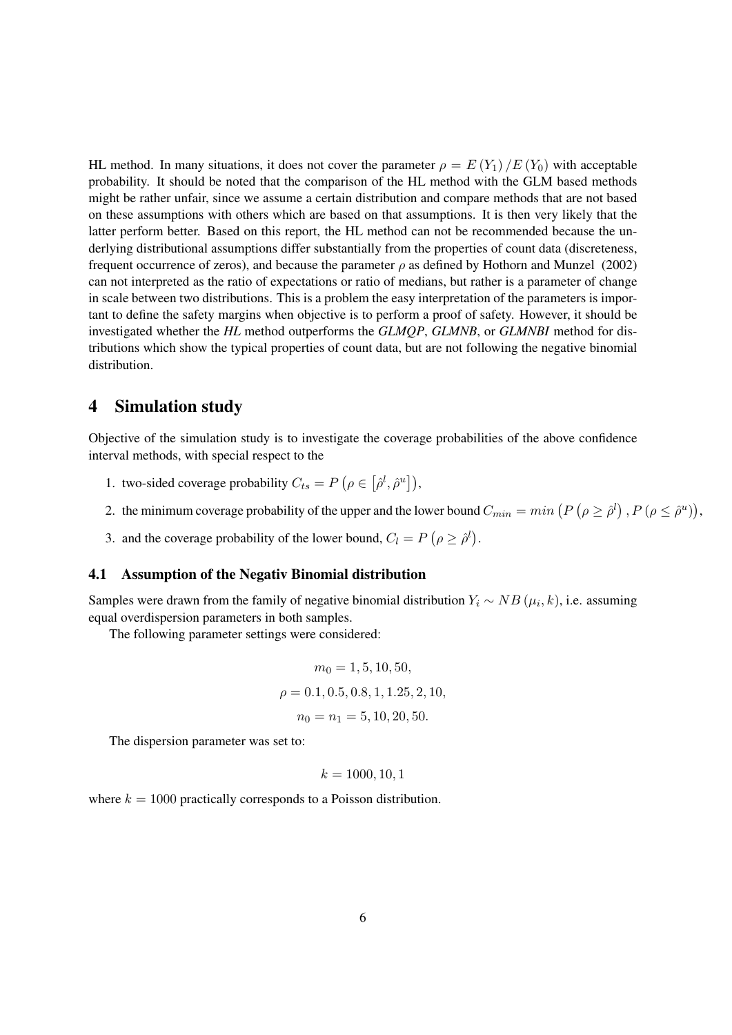HL method. In many situations, it does not cover the parameter $\rho = E(Y_1)/E(Y_0)$ with acceptable probability. It should be noted that the comparison of the HL method with the GLM based methods might be rather unfair, since we assume a certain distribution and compare methods that are not based on these assumptions with others which are based on that assumptions. It is then very likely that the latter perform better. Based on this report, the HL method can not be recommended because the underlying distributional assumptions differ substantially from the properties of count data (discreteness, frequent occurrence of zeros), and because the parameter $\rho$ as defined by Hothorn and Munzel (2002) can not interpreted as the ratio of expectations or ratio of medians, but rather is a parameter of change in scale between two distributions. This is a problem the easy interpretation of the parameters is important to define the safety margins when objective is to perform a proof of safety. However, it should be investigated whether the *HL* method outperforms the *GLMQP*, *GLMNB*, or *GLMNBI* method for distributions which show the typical properties of count data, but are not following the negative binomial distribution.

# 4 Simulation study

Objective of the simulation study is to investigate the coverage probabilities of the above confidence interval methods, with special respect to the

1. two-sided coverage probability $C_{ts} = P\left(\rho \in \left[\hat{\rho}^l, \hat{\rho}^u\right]\right)$,
2. the minimum coverage probability of the upper and the lower bound $C_{min} = min\left(P\left(\rho \geq \hat{\rho}^l\right), P\left(\rho \leq \hat{\rho}^u\right)\right)$,
3. and the coverage probability of the lower bound, $C_l = P\left(\rho \geq \hat{\rho}^l\right)$.

## 4.1 Assumption of the Negativ Binomial distribution

Samples were drawn from the family of negative binomial distribution $Y_i \sim NB(\mu_i, k)$, i.e. assuming equal overdispersion parameters in both samples.

The following parameter settings were considered:

$$m_0 = 1, 5, 10, 50,$$

$$\rho = 0.1, 0.5, 0.8, 1, 1.25, 2, 10,$$

$$n_0 = n_1 = 5, 10, 20, 50.$$

The dispersion parameter was set to:

$$k = 1000, 10, 1$$

where $k = 1000$ practically corresponds to a Poisson distribution.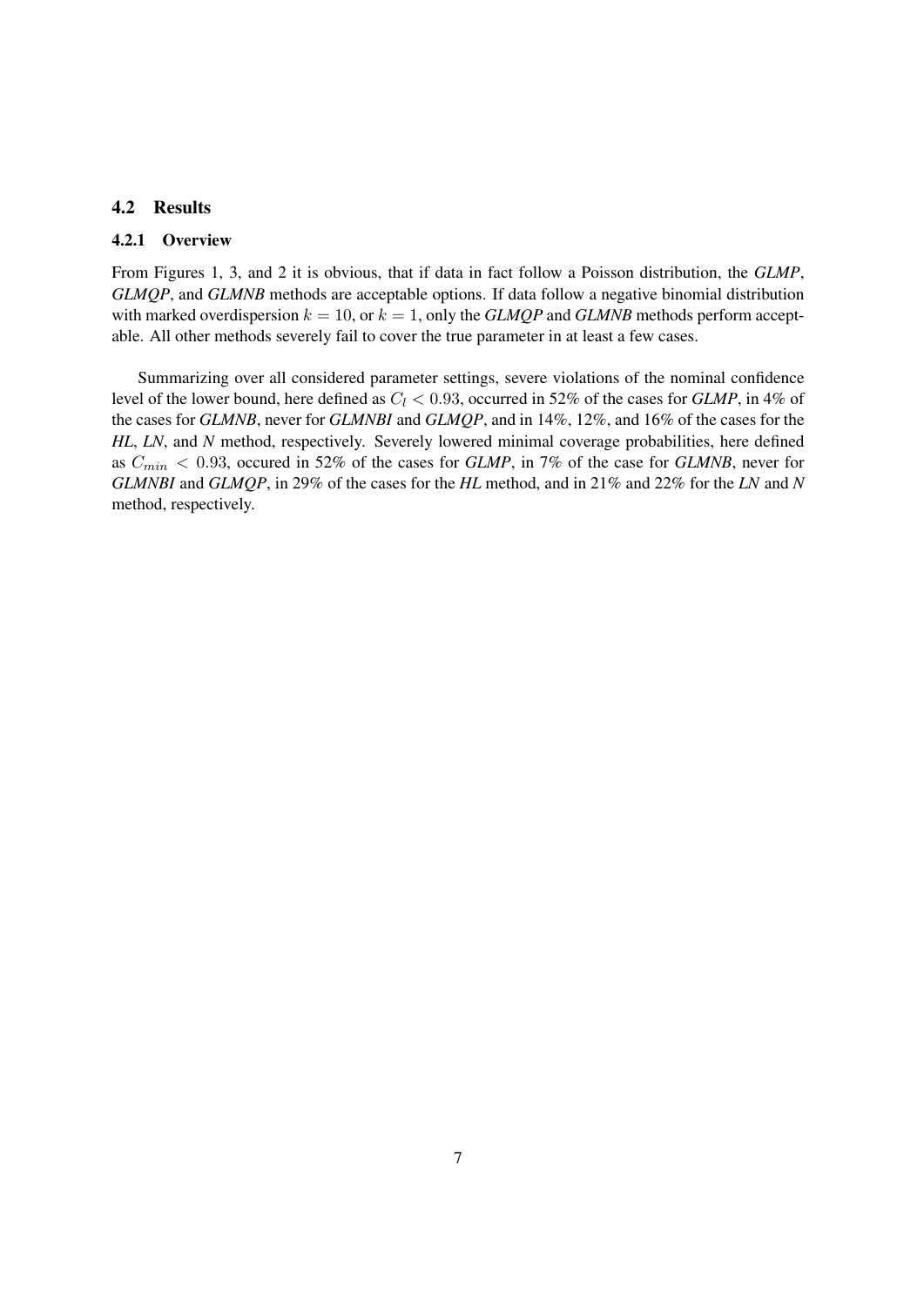## 4.2 Results

### 4.2.1 Overview

From Figures 1, 3, and 2 it is obvious, that if data in fact follow a Poisson distribution, the *GLMP*, *GLMQP*, and *GLMNB* methods are acceptable options. If data follow a negative binomial distribution with marked overdispersion $k = 10$, or $k = 1$, only the *GLMQP* and *GLMNB* methods perform acceptable. All other methods severely fail to cover the true parameter in at least a few cases.

Summarizing over all considered parameter settings, severe violations of the nominal confidence level of the lower bound, here defined as $C_l < 0.93$, occurred in 52% of the cases for *GLMP*, in 4% of the cases for *GLMNB*, never for *GLMNBI* and *GLMQP*, and in 14%, 12%, and 16% of the cases for the *HL*, *LN*, and *N* method, respectively. Severely lowered minimal coverage probabilities, here defined as $C_{min} < 0.93$, occured in 52% of the cases for *GLMP*, in 7% of the case for *GLMNB*, never for *GLMNBI* and *GLMQP*, in 29% of the cases for the *HL* method, and in 21% and 22% for the *LN* and *N* method, respectively.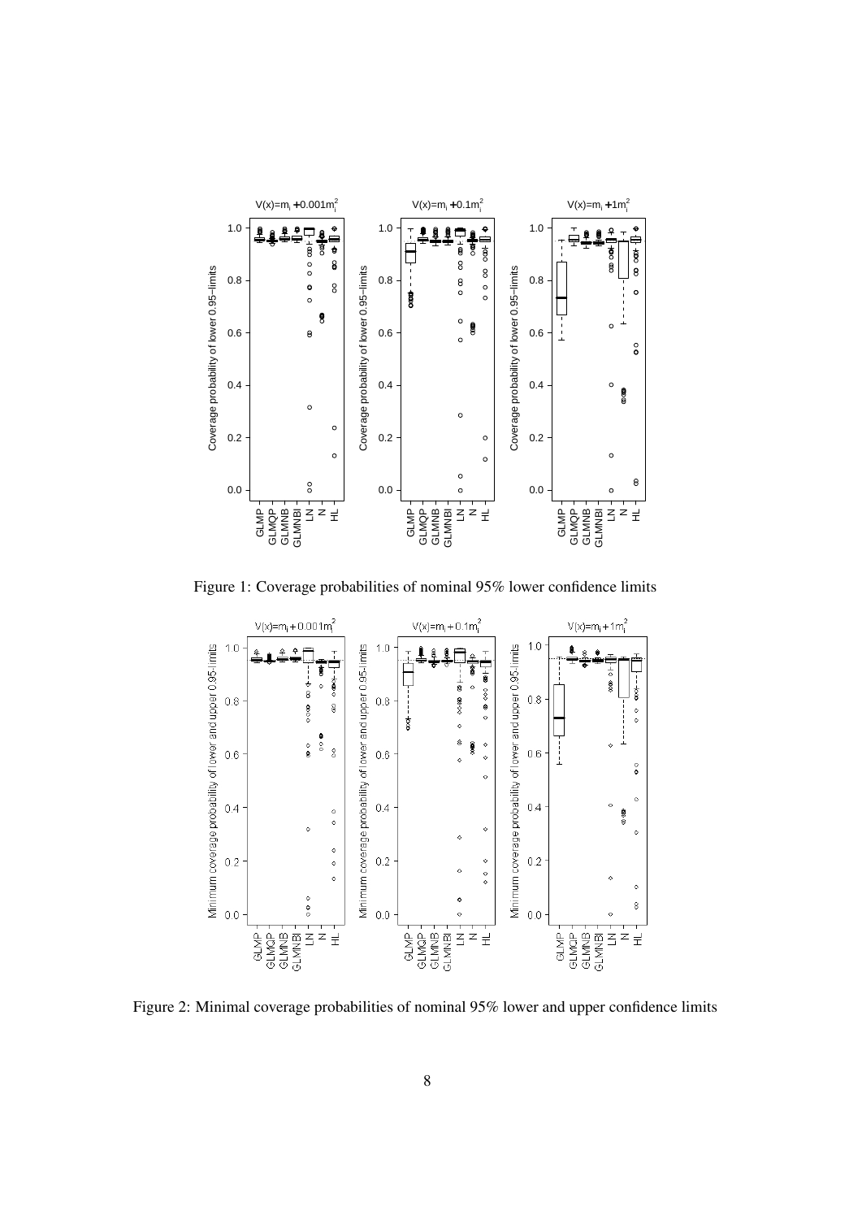Figure 1: Coverage probabilities of nominal 95% lower confidence limits

Figure 2: Minimal coverage probabilities of nominal 95% lower and upper confidence limits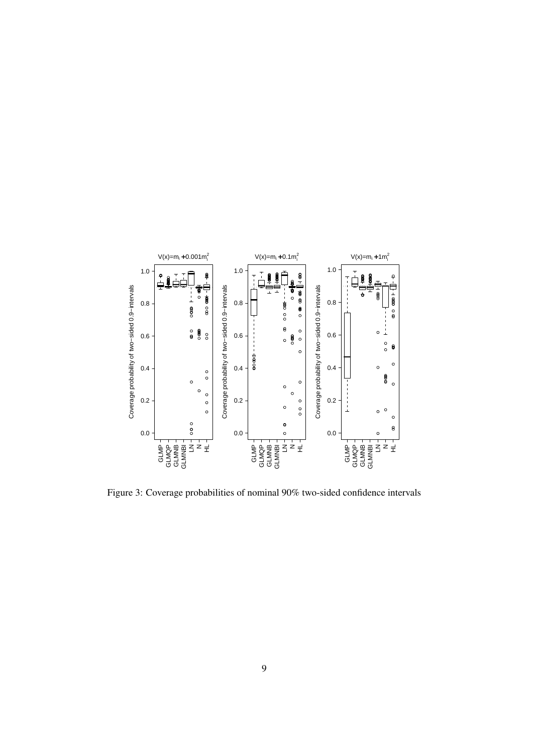Figure 3: Coverage probabilities of nominal 90% two-sided confidence intervals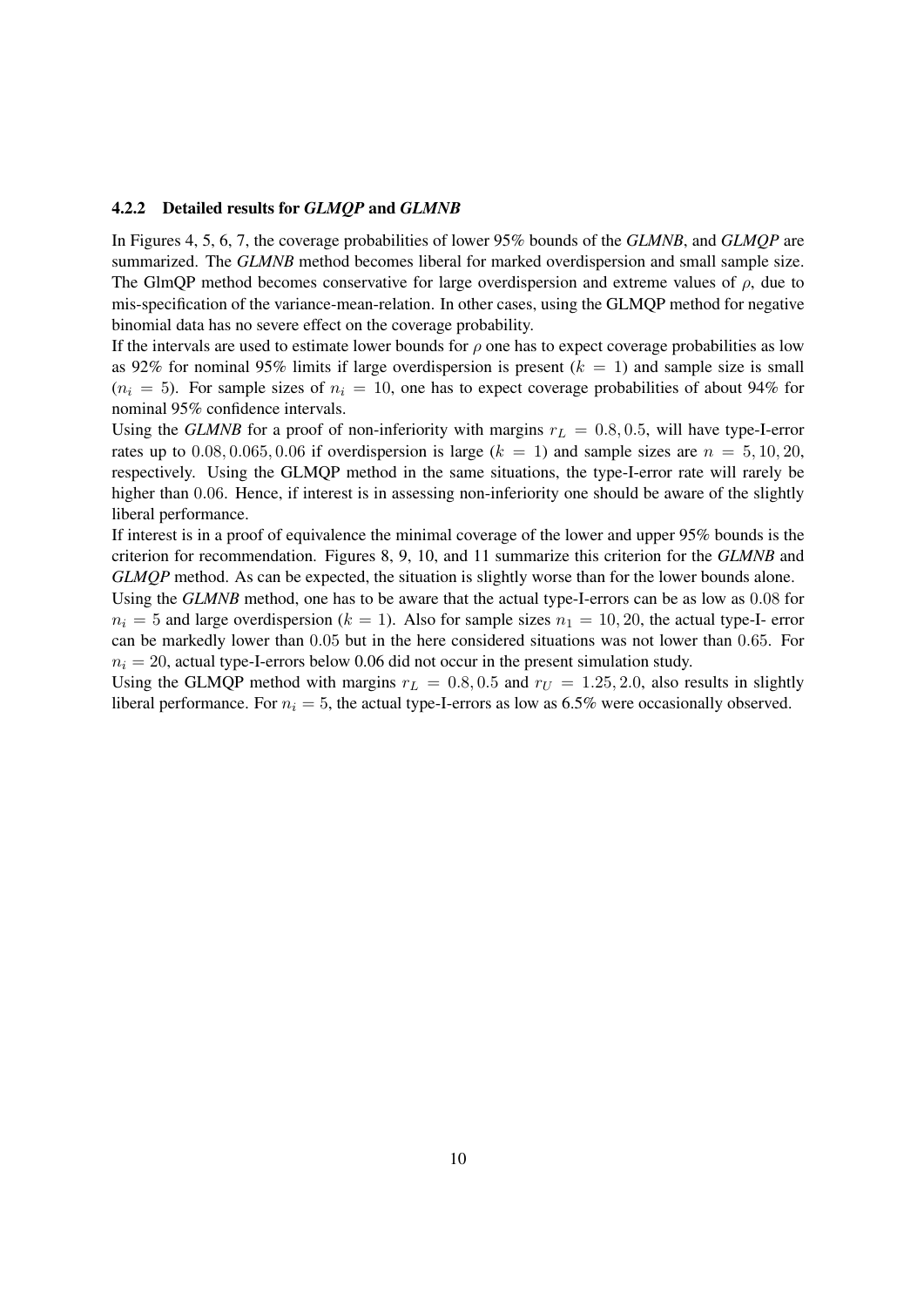### 4.2.2 Detailed results for *GLMQP* and *GLMNB*

In Figures 4, 5, 6, 7, the coverage probabilities of lower 95% bounds of the *GLMNB*, and *GLMQP* are summarized. The *GLMNB* method becomes liberal for marked overdispersion and small sample size. The GlmQP method becomes conservative for large overdispersion and extreme values of $\rho$, due to mis-specification of the variance-mean-relation. In other cases, using the GLMQP method for negative binomial data has no severe effect on the coverage probability.

If the intervals are used to estimate lower bounds for $\rho$ one has to expect coverage probabilities as low as 92% for nominal 95% limits if large overdispersion is present ($k = 1$) and sample size is small ($n_i = 5$). For sample sizes of $n_i = 10$, one has to expect coverage probabilities of about 94% for nominal 95% confidence intervals.

Using the *GLMNB* for a proof of non-inferiority with margins $r_L = 0.8, 0.5$, will have type-I-error rates up to $0.08, 0.065, 0.06$ if overdispersion is large ($k = 1$) and sample sizes are $n = 5, 10, 20$, respectively. Using the GLMQP method in the same situations, the type-I-error rate will rarely be higher than $0.06$. Hence, if interest is in assessing non-inferiority one should be aware of the slightly liberal performance.

If interest is in a proof of equivalence the minimal coverage of the lower and upper 95% bounds is the criterion for recommendation. Figures 8, 9, 10, and 11 summarize this criterion for the *GLMNB* and *GLMQP* method. As can be expected, the situation is slightly worse than for the lower bounds alone.

Using the *GLMNB* method, one has to be aware that the actual type-I-errors can be as low as $0.08$ for $n_i = 5$ and large overdispersion ($k = 1$). Also for sample sizes $n_1 = 10, 20$, the actual type-I- error can be markedly lower than $0.05$ but in the here considered situations was not lower than $0.65$. For $n_i = 20$, actual type-I-errors below 0.06 did not occur in the present simulation study.

Using the GLMQP method with margins $r_L = 0.8, 0.5$ and $r_U = 1.25, 2.0$, also results in slightly liberal performance. For $n_i = 5$, the actual type-I-errors as low as 6.5% were occasionally observed.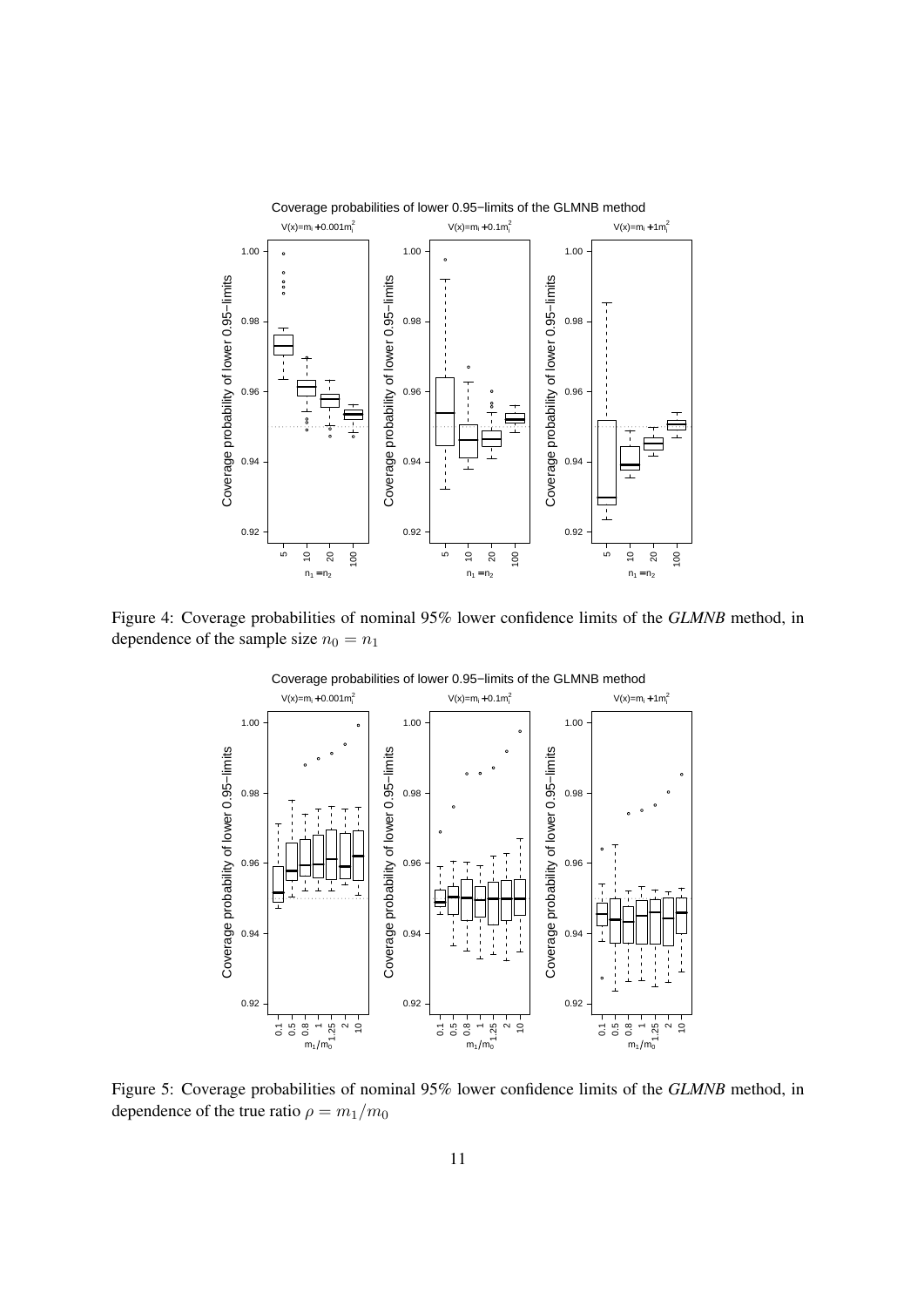Figure 4: Coverage probabilities of nominal 95% lower confidence limits of the *GLMNB* method, in dependence of the sample size $n_0 = n_1$

Figure 5: Coverage probabilities of nominal 95% lower confidence limits of the *GLMNB* method, in dependence of the true ratio $\rho = m_1/m_0$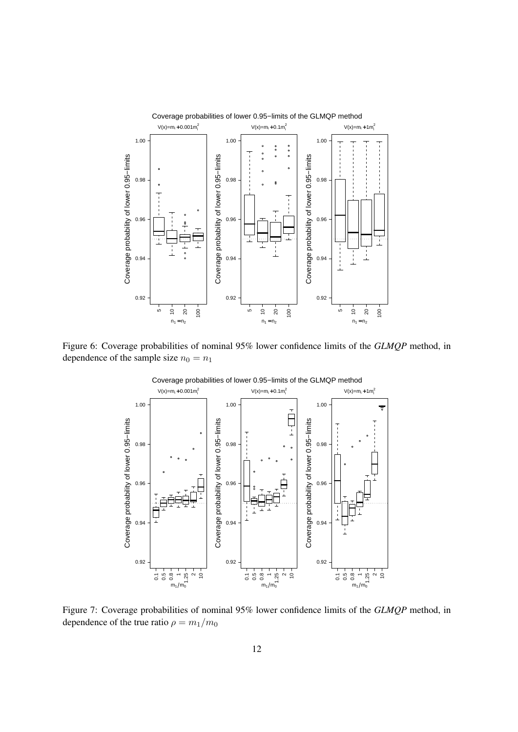Figure 6: Coverage probabilities of nominal 95% lower confidence limits of the *GLMQP* method, in dependence of the sample size $n_0 = n_1$

Figure 7: Coverage probabilities of nominal 95% lower confidence limits of the *GLMQP* method, in dependence of the true ratio $\rho = m_1/m_0$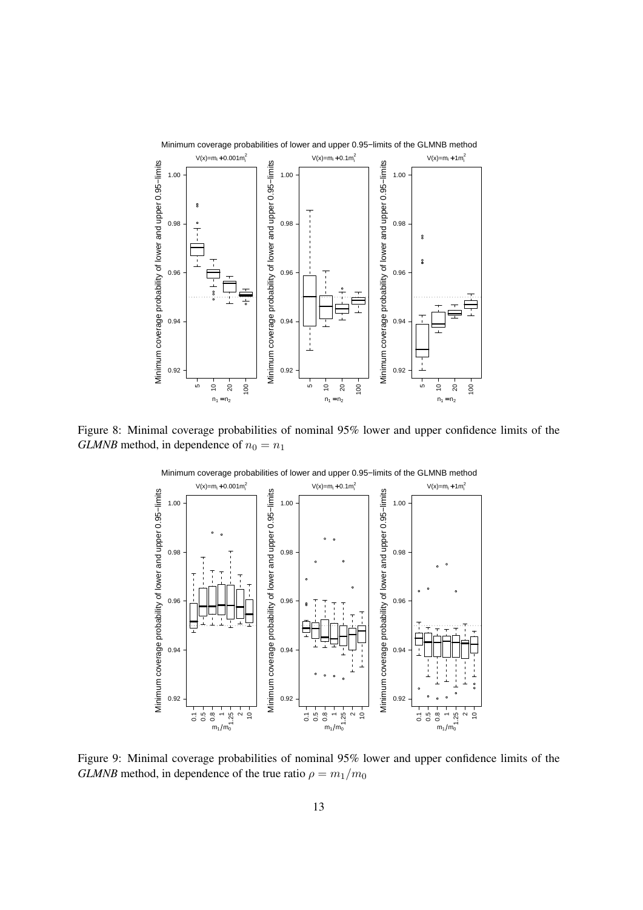Figure 8: Minimal coverage probabilities of nominal 95% lower and upper confidence limits of the *GLMNB* method, in dependence of $n_0 = n_1$

Figure 9: Minimal coverage probabilities of nominal 95% lower and upper confidence limits of the *GLMNB* method, in dependence of the true ratio $\rho = m_1/m_0$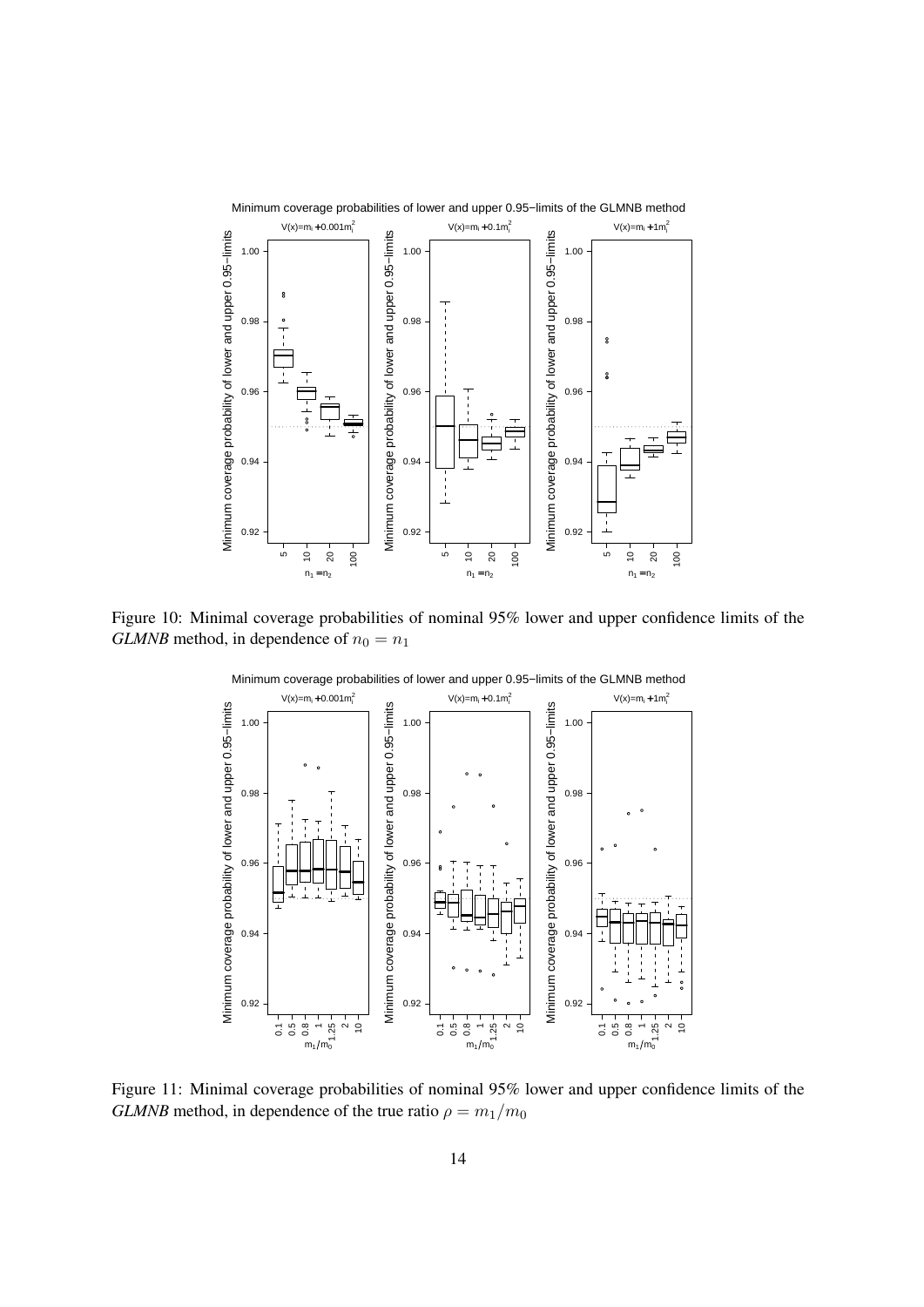Figure 10: Minimal coverage probabilities of nominal 95% lower and upper confidence limits of the *GLMNB* method, in dependence of $n_0 = n_1$

Figure 11: Minimal coverage probabilities of nominal 95% lower and upper confidence limits of the *GLMNB* method, in dependence of the true ratio $\rho = m_1/m_0$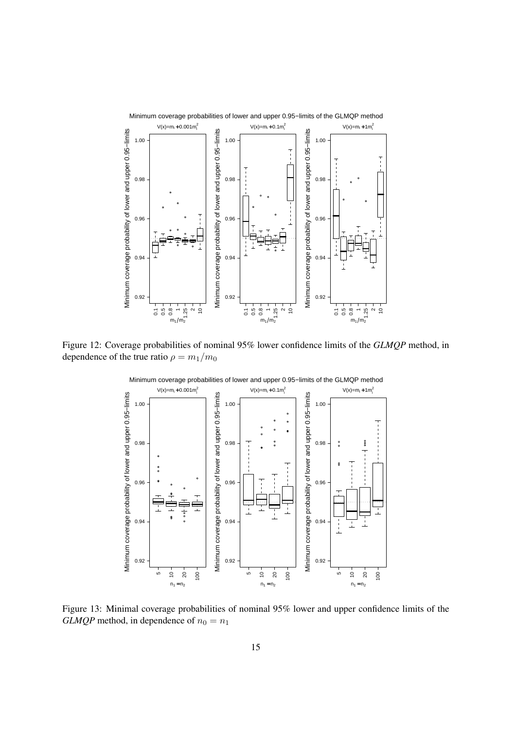Figure 12: Coverage probabilities of nominal 95% lower confidence limits of the *GLMQP* method, in dependence of the true ratio $\rho = m_1/m_0$

Figure 13: Minimal coverage probabilities of nominal 95% lower and upper confidence limits of the *GLMQP* method, in dependence of $n_0 = n_1$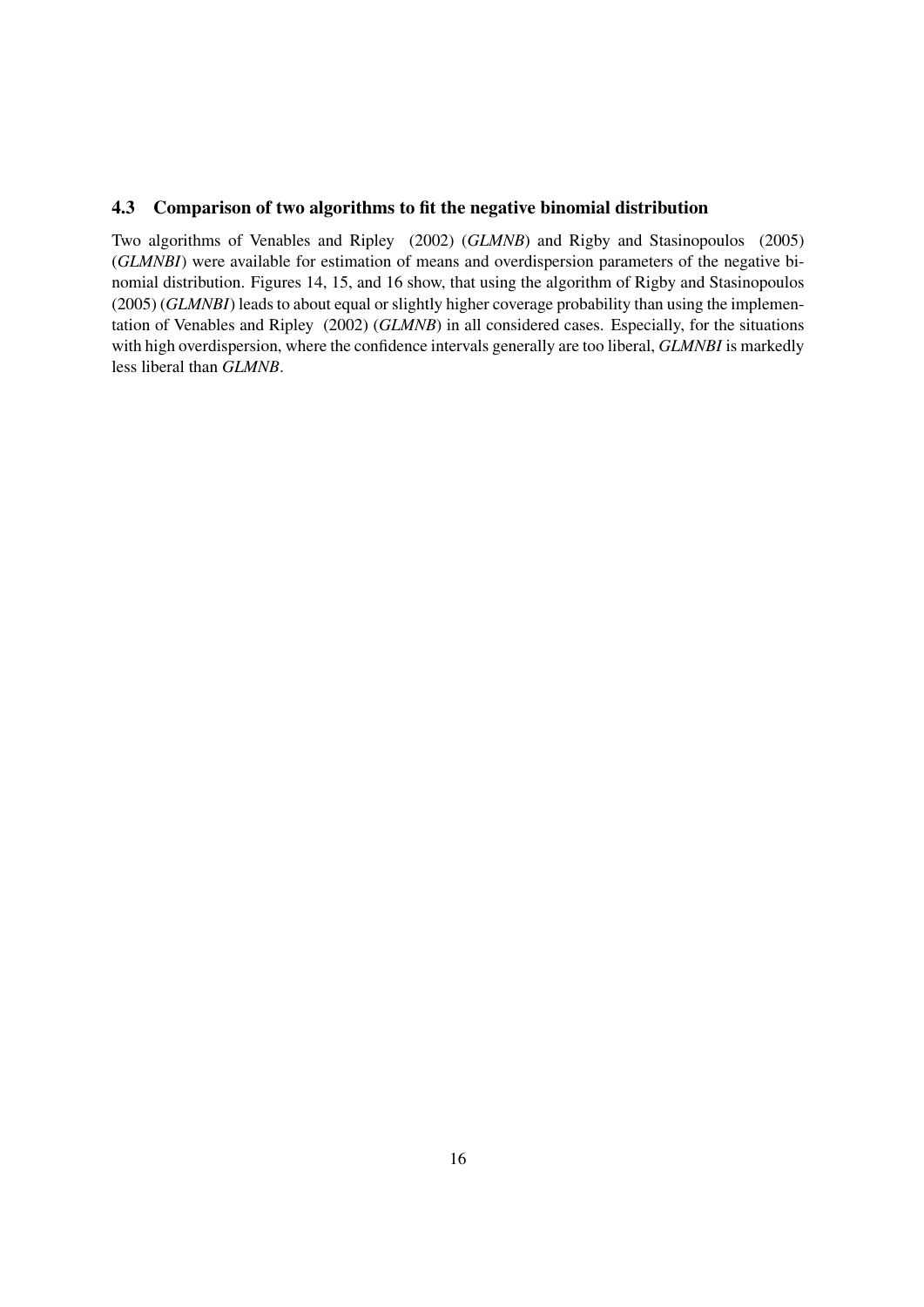### 4.3 Comparison of two algorithms to fit the negative binomial distribution

Two algorithms of Venables and Ripley (2002) (*GLMNB*) and Rigby and Stasinopoulos (2005) (*GLMNBI*) were available for estimation of means and overdispersion parameters of the negative binomial distribution. Figures 14, 15, and 16 show, that using the algorithm of Rigby and Stasinopoulos (2005) (*GLMNBI*) leads to about equal or slightly higher coverage probability than using the implementation of Venables and Ripley (2002) (*GLMNB*) in all considered cases. Especially, for the situations with high overdispersion, where the confidence intervals generally are too liberal, *GLMNBI* is markedly less liberal than *GLMNB*.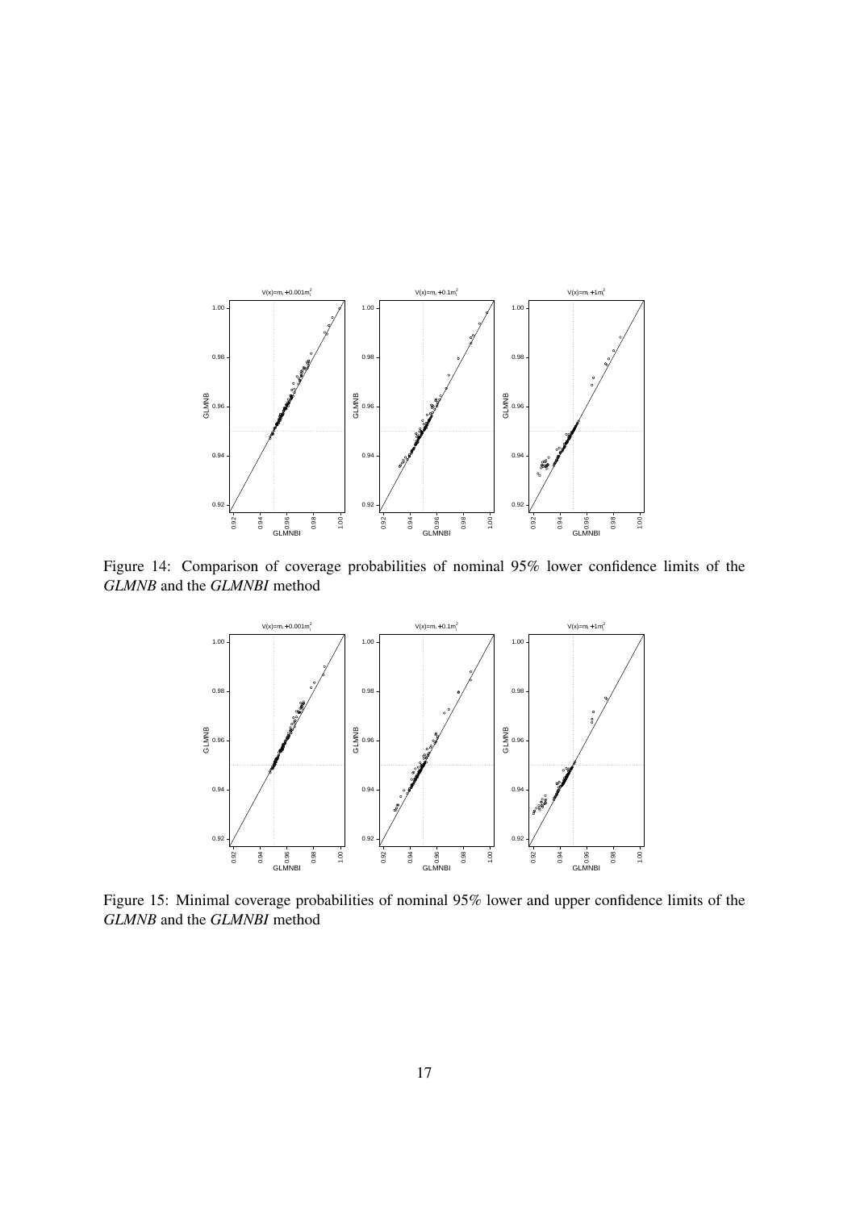Figure 14: Comparison of coverage probabilities of nominal 95% lower confidence limits of the *GLMNB* and the *GLMNBI* method

Figure 15: Minimal coverage probabilities of nominal 95% lower and upper confidence limits of the *GLMNB* and the *GLMNBI* method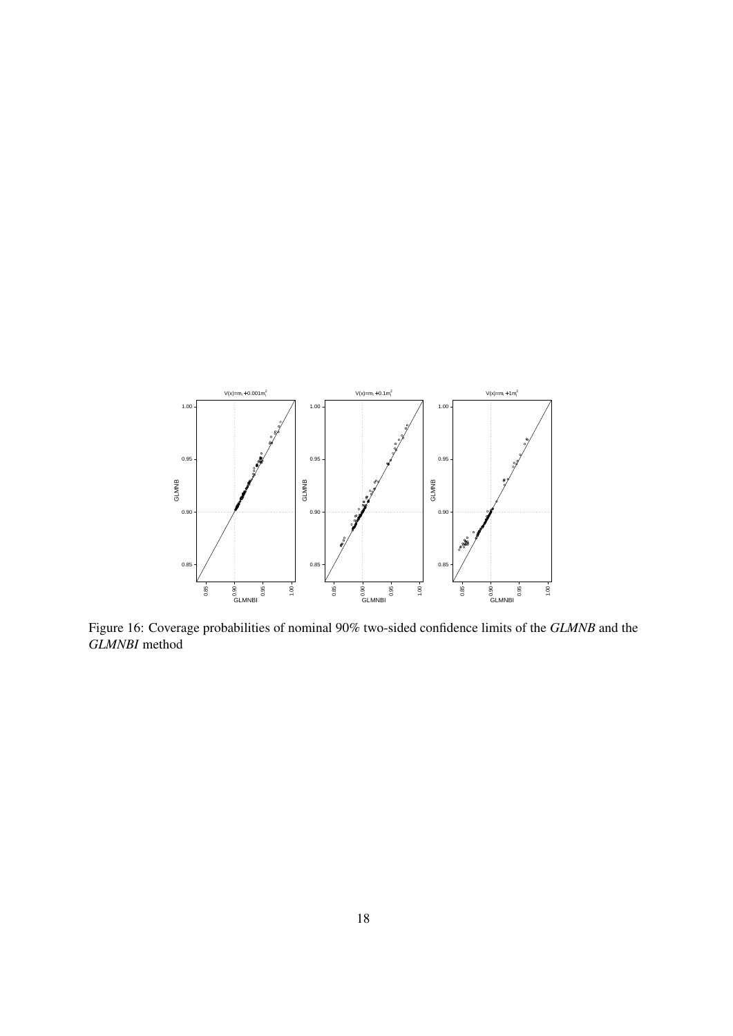Figure 16: Coverage probabilities of nominal 90% two-sided confidence limits of the *GLMNB* and the *GLMNBI* method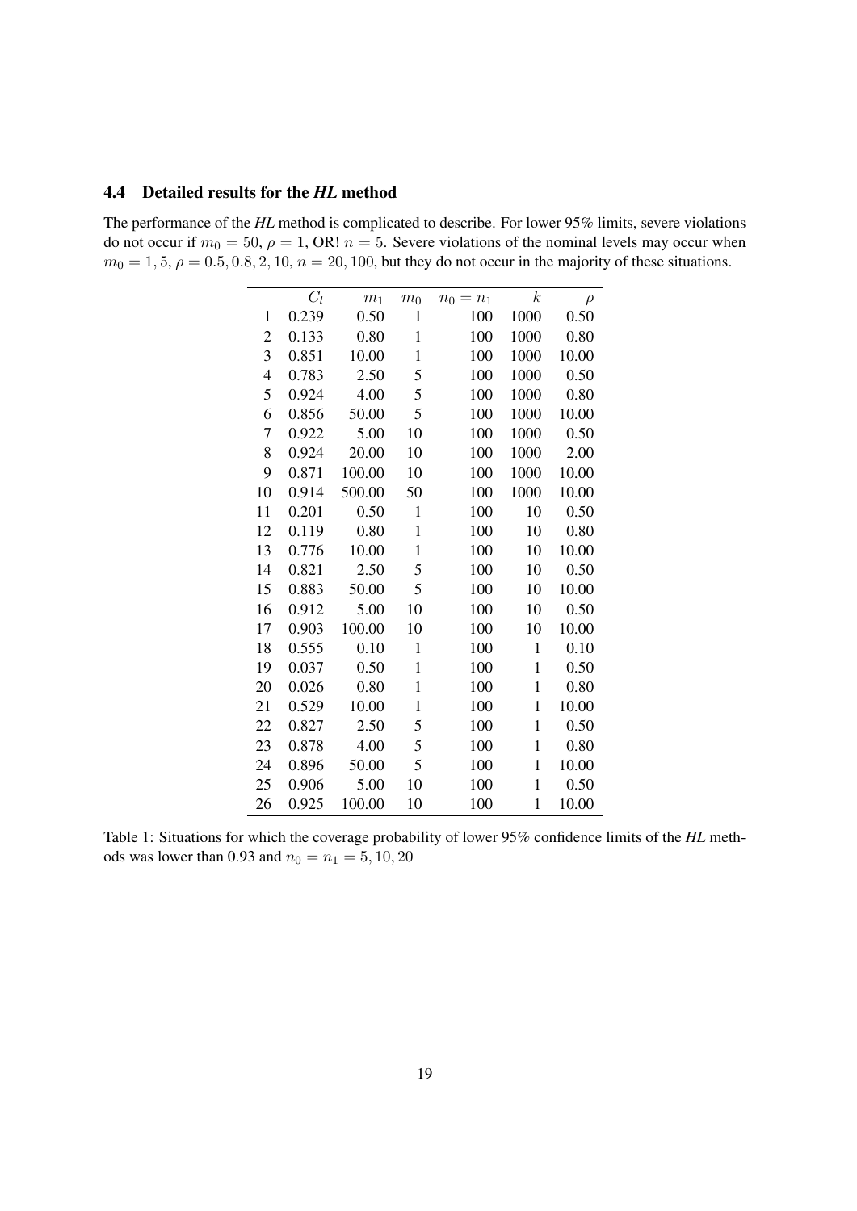### 4.4 Detailed results for the *HL* method

The performance of the *HL* method is complicated to describe. For lower 95% limits, severe violations do not occur if $m_0 = 50$, $\rho = 1$, OR! $n = 5$. Severe violations of the nominal levels may occur when $m_0 = 1, 5$, $\rho = 0.5, 0.8, 2, 10$, $n = 20, 100$, but they do not occur in the majority of these situations.

| | $C_l$ | $m_1$ | $m_0$ | $n_0 = n_1$ | $k$ | $\rho$ |
|---|---|---|---|---|---|---|
| 1 | 0.239 | 0.50 | 1 | 100 | 1000 | 0.50 |
| 2 | 0.133 | 0.80 | 1 | 100 | 1000 | 0.80 |
| 3 | 0.851 | 10.00 | 1 | 100 | 1000 | 10.00 |
| 4 | 0.783 | 2.50 | 5 | 100 | 1000 | 0.50 |
| 5 | 0.924 | 4.00 | 5 | 100 | 1000 | 0.80 |
| 6 | 0.856 | 50.00 | 5 | 100 | 1000 | 10.00 |
| 7 | 0.922 | 5.00 | 10 | 100 | 1000 | 0.50 |
| 8 | 0.924 | 20.00 | 10 | 100 | 1000 | 2.00 |
| 9 | 0.871 | 100.00 | 10 | 100 | 1000 | 10.00 |
| 10 | 0.914 | 500.00 | 50 | 100 | 1000 | 10.00 |
| 11 | 0.201 | 0.50 | 1 | 100 | 10 | 0.50 |
| 12 | 0.119 | 0.80 | 1 | 100 | 10 | 0.80 |
| 13 | 0.776 | 10.00 | 1 | 100 | 10 | 10.00 |
| 14 | 0.821 | 2.50 | 5 | 100 | 10 | 0.50 |
| 15 | 0.883 | 50.00 | 5 | 100 | 10 | 10.00 |
| 16 | 0.912 | 5.00 | 10 | 100 | 10 | 0.50 |
| 17 | 0.903 | 100.00 | 10 | 100 | 10 | 10.00 |
| 18 | 0.555 | 0.10 | 1 | 100 | 1 | 0.10 |
| 19 | 0.037 | 0.50 | 1 | 100 | 1 | 0.50 |
| 20 | 0.026 | 0.80 | 1 | 100 | 1 | 0.80 |
| 21 | 0.529 | 10.00 | 1 | 100 | 1 | 10.00 |
| 22 | 0.827 | 2.50 | 5 | 100 | 1 | 0.50 |
| 23 | 0.878 | 4.00 | 5 | 100 | 1 | 0.80 |
| 24 | 0.896 | 50.00 | 5 | 100 | 1 | 10.00 |
| 25 | 0.906 | 5.00 | 10 | 100 | 1 | 0.50 |
| 26 | 0.925 | 100.00 | 10 | 100 | 1 | 10.00 |

Table 1: Situations for which the coverage probability of lower 95% confidence limits of the *HL* methods was lower than 0.93 and $n_0 = n_1 = 5, 10, 20$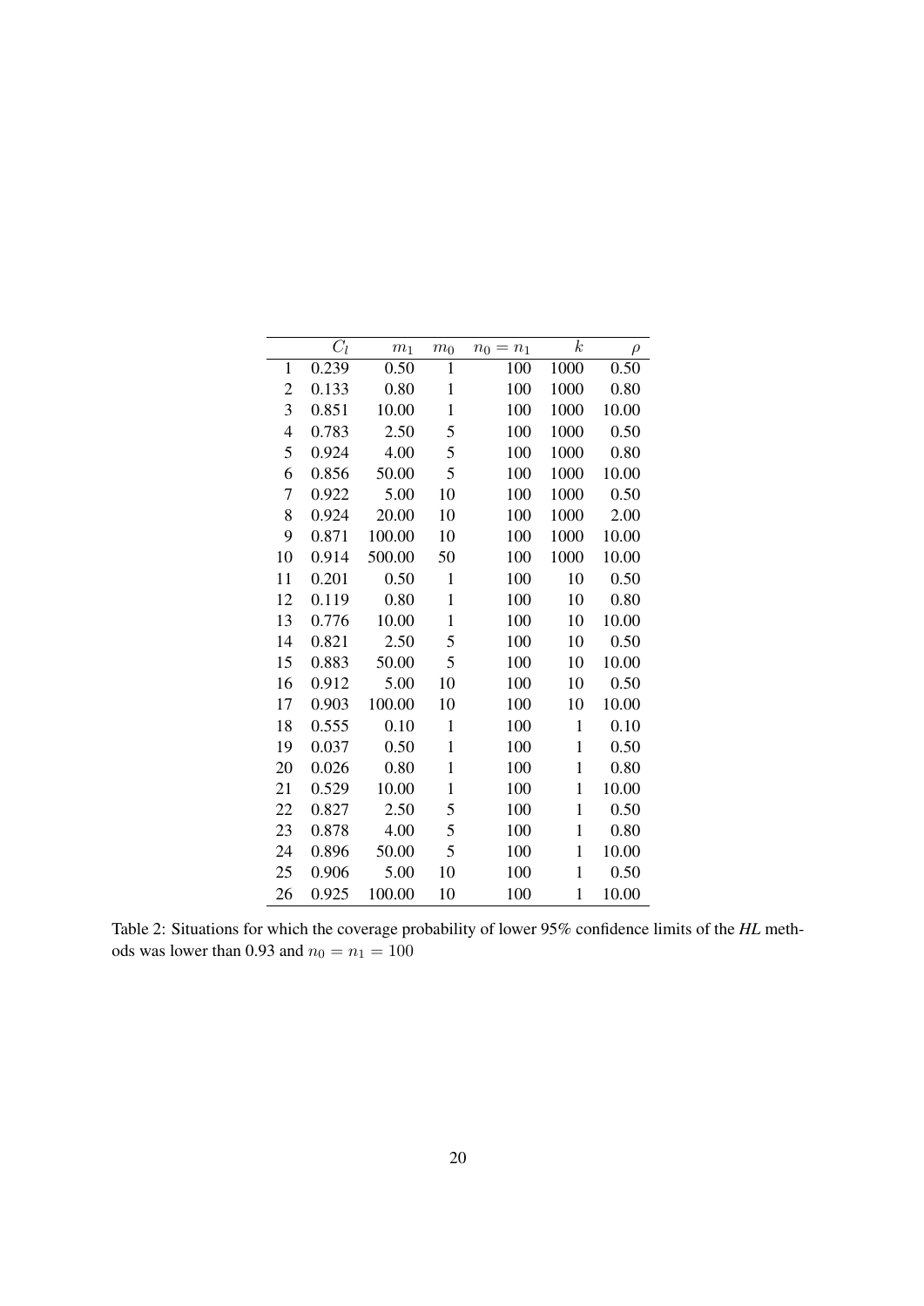|  | $C_l$ | $m_1$ | $m_0$ | $n_0 = n_1$ | $k$ | $\rho$ |
|---|---|---|---|---|---|---|
| 1 | 0.239 | 0.50 | 1 | 100 | 1000 | 0.50 |
| 2 | 0.133 | 0.80 | 1 | 100 | 1000 | 0.80 |
| 3 | 0.851 | 10.00 | 1 | 100 | 1000 | 10.00 |
| 4 | 0.783 | 2.50 | 5 | 100 | 1000 | 0.50 |
| 5 | 0.924 | 4.00 | 5 | 100 | 1000 | 0.80 |
| 6 | 0.856 | 50.00 | 5 | 100 | 1000 | 10.00 |
| 7 | 0.922 | 5.00 | 10 | 100 | 1000 | 0.50 |
| 8 | 0.924 | 20.00 | 10 | 100 | 1000 | 2.00 |
| 9 | 0.871 | 100.00 | 10 | 100 | 1000 | 10.00 |
| 10 | 0.914 | 500.00 | 50 | 100 | 1000 | 10.00 |
| 11 | 0.201 | 0.50 | 1 | 100 | 10 | 0.50 |
| 12 | 0.119 | 0.80 | 1 | 100 | 10 | 0.80 |
| 13 | 0.776 | 10.00 | 1 | 100 | 10 | 10.00 |
| 14 | 0.821 | 2.50 | 5 | 100 | 10 | 0.50 |
| 15 | 0.883 | 50.00 | 5 | 100 | 10 | 10.00 |
| 16 | 0.912 | 5.00 | 10 | 100 | 10 | 0.50 |
| 17 | 0.903 | 100.00 | 10 | 100 | 10 | 10.00 |
| 18 | 0.555 | 0.10 | 1 | 100 | 1 | 0.10 |
| 19 | 0.037 | 0.50 | 1 | 100 | 1 | 0.50 |
| 20 | 0.026 | 0.80 | 1 | 100 | 1 | 0.80 |
| 21 | 0.529 | 10.00 | 1 | 100 | 1 | 10.00 |
| 22 | 0.827 | 2.50 | 5 | 100 | 1 | 0.50 |
| 23 | 0.878 | 4.00 | 5 | 100 | 1 | 0.80 |
| 24 | 0.896 | 50.00 | 5 | 100 | 1 | 10.00 |
| 25 | 0.906 | 5.00 | 10 | 100 | 1 | 0.50 |
| 26 | 0.925 | 100.00 | 10 | 100 | 1 | 10.00 |

Table 2: Situations for which the coverage probability of lower 95% confidence limits of the *HL* methods was lower than 0.93 and $n_0 = n_1 = 100$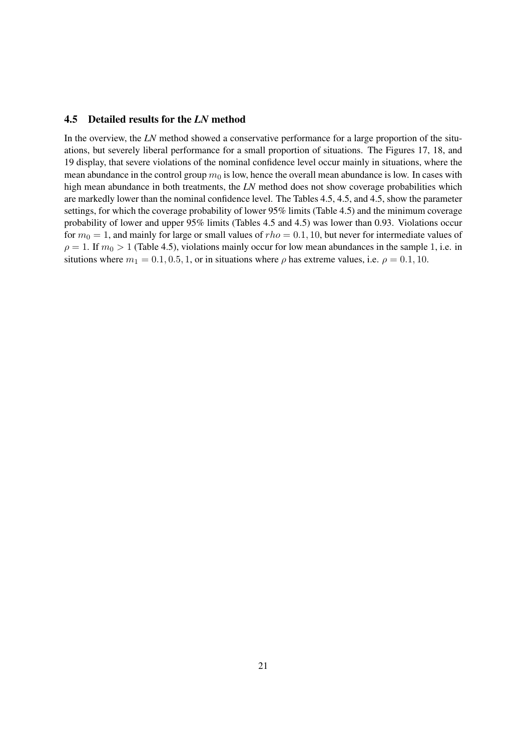## 4.5 Detailed results for the *LN* method

In the overview, the *LN* method showed a conservative performance for a large proportion of the situations, but severely liberal performance for a small proportion of situations. The Figures 17, 18, and 19 display, that severe violations of the nominal confidence level occur mainly in situations, where the mean abundance in the control group $m_0$ is low, hence the overall mean abundance is low. In cases with high mean abundance in both treatments, the *LN* method does not show coverage probabilities which are markedly lower than the nominal confidence level. The Tables 4.5, 4.5, and 4.5, show the parameter settings, for which the coverage probability of lower 95% limits (Table 4.5) and the minimum coverage probability of lower and upper 95% limits (Tables 4.5 and 4.5) was lower than 0.93. Violations occur for $m_0 = 1$, and mainly for large or small values of $rho = 0.1, 10$, but never for intermediate values of $\rho = 1$. If $m_0 > 1$ (Table 4.5), violations mainly occur for low mean abundances in the sample 1, i.e. in situtions where $m_1 = 0.1, 0.5, 1$, or in situations where $\rho$ has extreme values, i.e. $\rho = 0.1, 10$.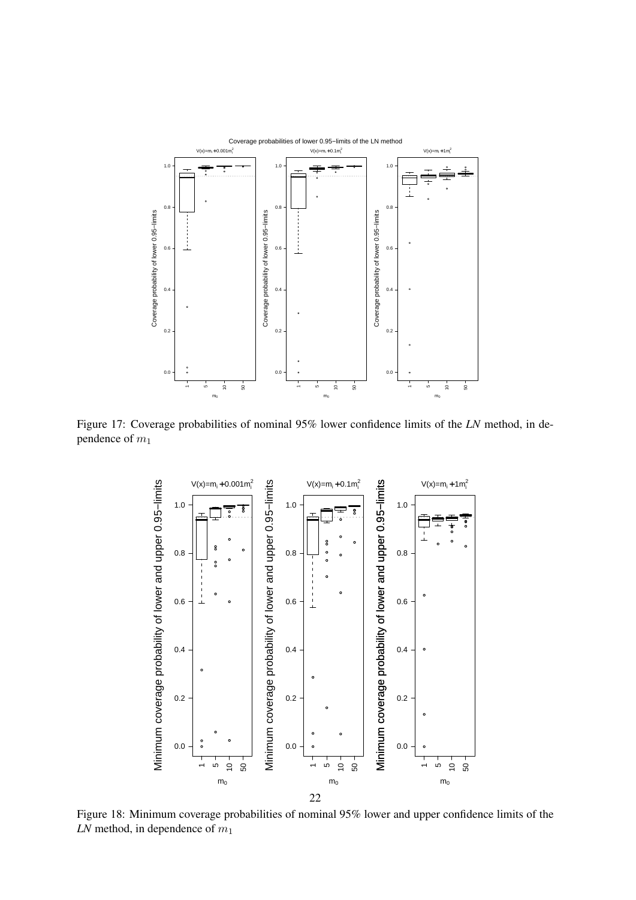Figure 17: Coverage probabilities of nominal 95% lower confidence limits of the *LN* method, in dependence of $m_1$

Figure 18: Minimum coverage probabilities of nominal 95% lower and upper confidence limits of the *LN* method, in dependence of $m_1$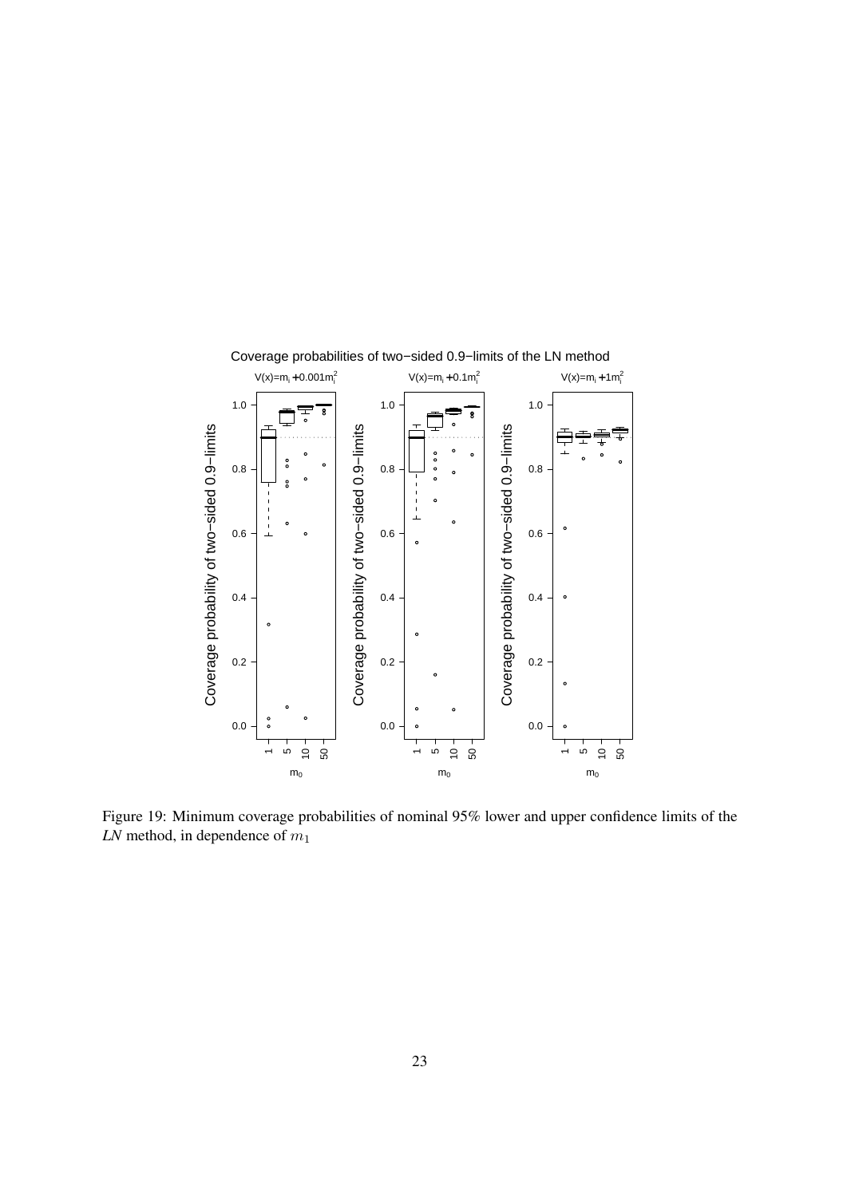Figure 19: Minimum coverage probabilities of nominal 95% lower and upper confidence limits of the *LN* method, in dependence of $m_1$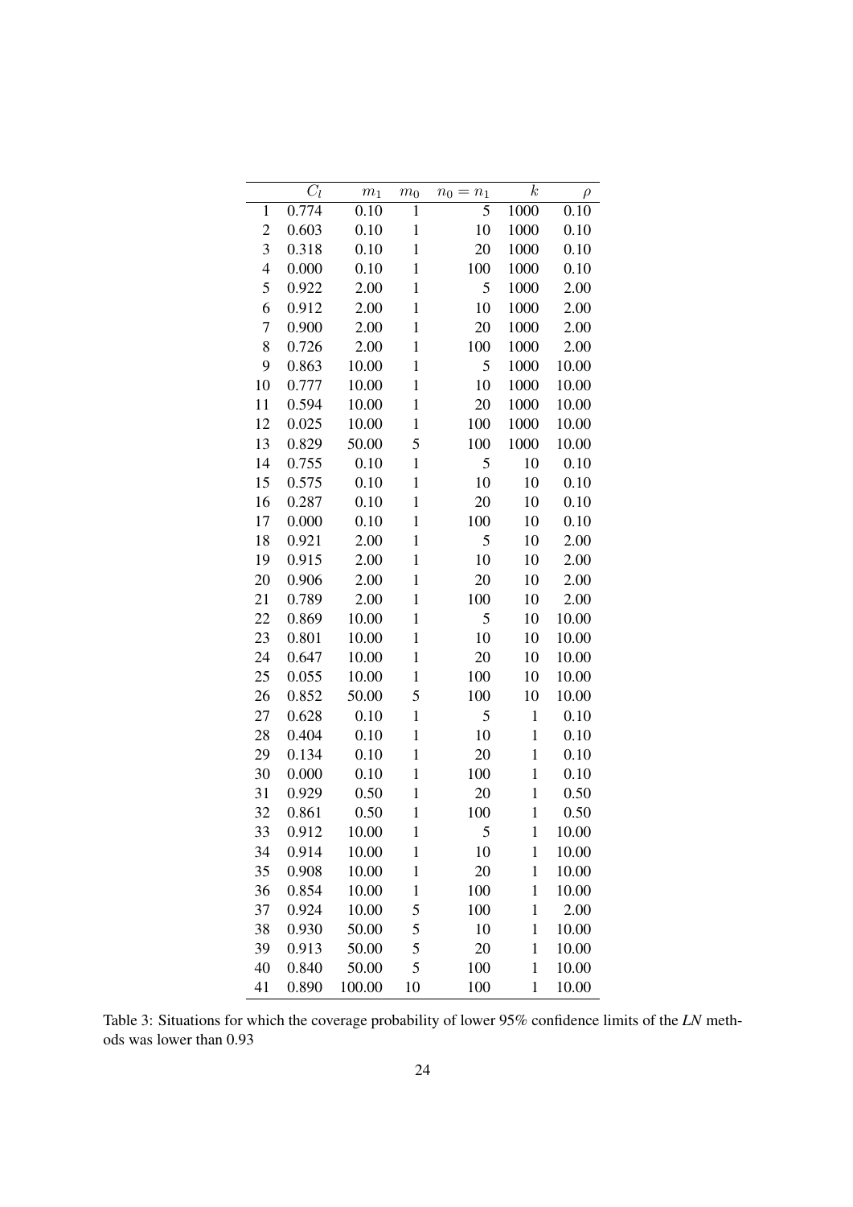|  | $C_l$ | $m_1$ | $m_0$ | $n_0 = n_1$ | $k$ | $\rho$ |
|---|---|---|---|---|---|---|
| 1 | 0.774 | 0.10 | 1 | 5 | 1000 | 0.10 |
| 2 | 0.603 | 0.10 | 1 | 10 | 1000 | 0.10 |
| 3 | 0.318 | 0.10 | 1 | 20 | 1000 | 0.10 |
| 4 | 0.000 | 0.10 | 1 | 100 | 1000 | 0.10 |
| 5 | 0.922 | 2.00 | 1 | 5 | 1000 | 2.00 |
| 6 | 0.912 | 2.00 | 1 | 10 | 1000 | 2.00 |
| 7 | 0.900 | 2.00 | 1 | 20 | 1000 | 2.00 |
| 8 | 0.726 | 2.00 | 1 | 100 | 1000 | 2.00 |
| 9 | 0.863 | 10.00 | 1 | 5 | 1000 | 10.00 |
| 10 | 0.777 | 10.00 | 1 | 10 | 1000 | 10.00 |
| 11 | 0.594 | 10.00 | 1 | 20 | 1000 | 10.00 |
| 12 | 0.025 | 10.00 | 1 | 100 | 1000 | 10.00 |
| 13 | 0.829 | 50.00 | 5 | 100 | 1000 | 10.00 |
| 14 | 0.755 | 0.10 | 1 | 5 | 10 | 0.10 |
| 15 | 0.575 | 0.10 | 1 | 10 | 10 | 0.10 |
| 16 | 0.287 | 0.10 | 1 | 20 | 10 | 0.10 |
| 17 | 0.000 | 0.10 | 1 | 100 | 10 | 0.10 |
| 18 | 0.921 | 2.00 | 1 | 5 | 10 | 2.00 |
| 19 | 0.915 | 2.00 | 1 | 10 | 10 | 2.00 |
| 20 | 0.906 | 2.00 | 1 | 20 | 10 | 2.00 |
| 21 | 0.789 | 2.00 | 1 | 100 | 10 | 2.00 |
| 22 | 0.869 | 10.00 | 1 | 5 | 10 | 10.00 |
| 23 | 0.801 | 10.00 | 1 | 10 | 10 | 10.00 |
| 24 | 0.647 | 10.00 | 1 | 20 | 10 | 10.00 |
| 25 | 0.055 | 10.00 | 1 | 100 | 10 | 10.00 |
| 26 | 0.852 | 50.00 | 5 | 100 | 10 | 10.00 |
| 27 | 0.628 | 0.10 | 1 | 5 | 1 | 0.10 |
| 28 | 0.404 | 0.10 | 1 | 10 | 1 | 0.10 |
| 29 | 0.134 | 0.10 | 1 | 20 | 1 | 0.10 |
| 30 | 0.000 | 0.10 | 1 | 100 | 1 | 0.10 |
| 31 | 0.929 | 0.50 | 1 | 20 | 1 | 0.50 |
| 32 | 0.861 | 0.50 | 1 | 100 | 1 | 0.50 |
| 33 | 0.912 | 10.00 | 1 | 5 | 1 | 10.00 |
| 34 | 0.914 | 10.00 | 1 | 10 | 1 | 10.00 |
| 35 | 0.908 | 10.00 | 1 | 20 | 1 | 10.00 |
| 36 | 0.854 | 10.00 | 1 | 100 | 1 | 10.00 |
| 37 | 0.924 | 10.00 | 5 | 100 | 1 | 2.00 |
| 38 | 0.930 | 50.00 | 5 | 10 | 1 | 10.00 |
| 39 | 0.913 | 50.00 | 5 | 20 | 1 | 10.00 |
| 40 | 0.840 | 50.00 | 5 | 100 | 1 | 10.00 |
| 41 | 0.890 | 100.00 | 10 | 100 | 1 | 10.00 |

Table 3: Situations for which the coverage probability of lower 95% confidence limits of the *LN* methods was lower than 0.93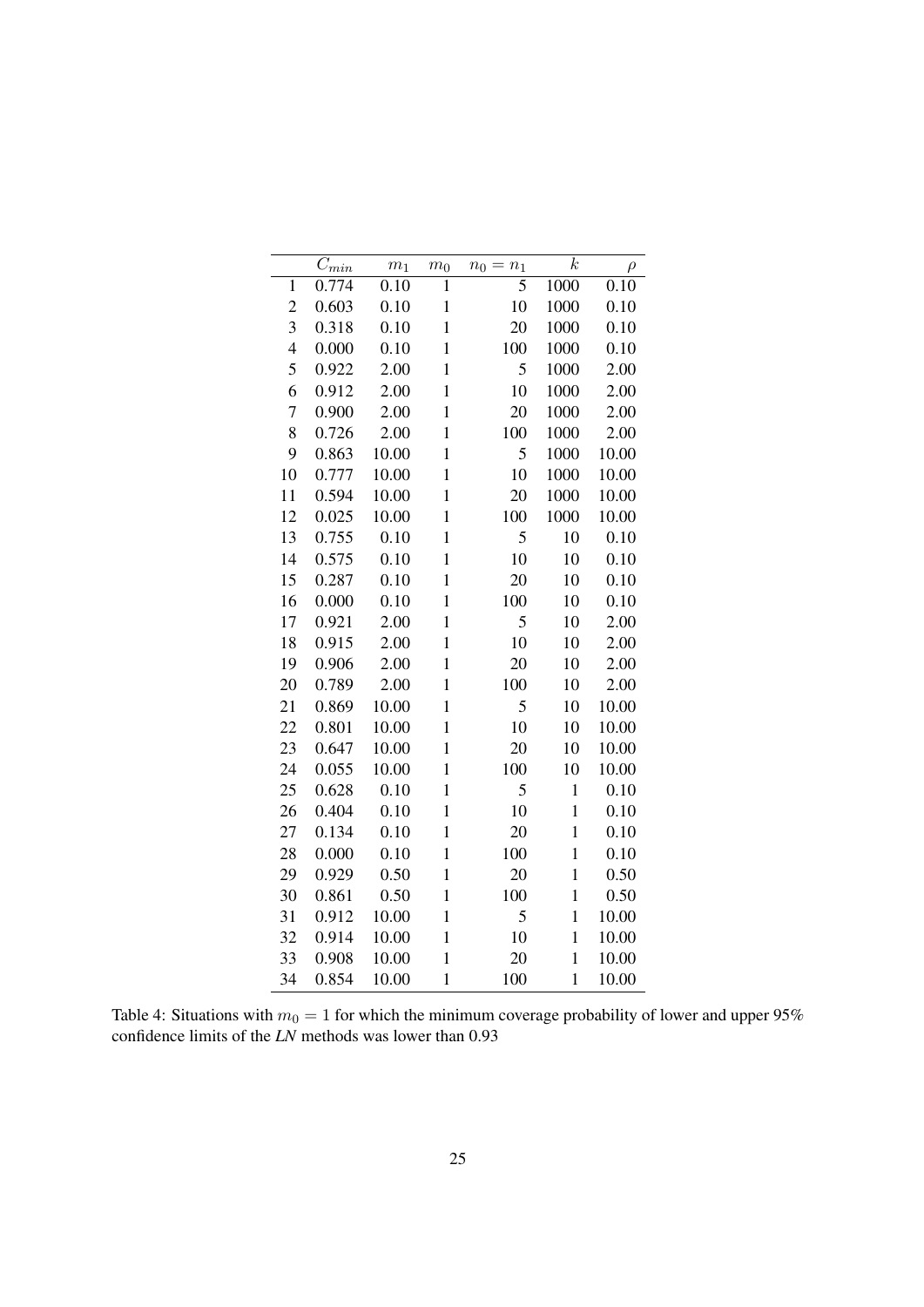|  | $C_{min}$ | $m_1$ | $m_0$ | $n_0 = n_1$ | $k$ | $\rho$ |
|---|---|---|---|---|---|---|
| 1 | 0.774 | 0.10 | 1 | 5 | 1000 | 0.10 |
| 2 | 0.603 | 0.10 | 1 | 10 | 1000 | 0.10 |
| 3 | 0.318 | 0.10 | 1 | 20 | 1000 | 0.10 |
| 4 | 0.000 | 0.10 | 1 | 100 | 1000 | 0.10 |
| 5 | 0.922 | 2.00 | 1 | 5 | 1000 | 2.00 |
| 6 | 0.912 | 2.00 | 1 | 10 | 1000 | 2.00 |
| 7 | 0.900 | 2.00 | 1 | 20 | 1000 | 2.00 |
| 8 | 0.726 | 2.00 | 1 | 100 | 1000 | 2.00 |
| 9 | 0.863 | 10.00 | 1 | 5 | 1000 | 10.00 |
| 10 | 0.777 | 10.00 | 1 | 10 | 1000 | 10.00 |
| 11 | 0.594 | 10.00 | 1 | 20 | 1000 | 10.00 |
| 12 | 0.025 | 10.00 | 1 | 100 | 1000 | 10.00 |
| 13 | 0.755 | 0.10 | 1 | 5 | 10 | 0.10 |
| 14 | 0.575 | 0.10 | 1 | 10 | 10 | 0.10 |
| 15 | 0.287 | 0.10 | 1 | 20 | 10 | 0.10 |
| 16 | 0.000 | 0.10 | 1 | 100 | 10 | 0.10 |
| 17 | 0.921 | 2.00 | 1 | 5 | 10 | 2.00 |
| 18 | 0.915 | 2.00 | 1 | 10 | 10 | 2.00 |
| 19 | 0.906 | 2.00 | 1 | 20 | 10 | 2.00 |
| 20 | 0.789 | 2.00 | 1 | 100 | 10 | 2.00 |
| 21 | 0.869 | 10.00 | 1 | 5 | 10 | 10.00 |
| 22 | 0.801 | 10.00 | 1 | 10 | 10 | 10.00 |
| 23 | 0.647 | 10.00 | 1 | 20 | 10 | 10.00 |
| 24 | 0.055 | 10.00 | 1 | 100 | 10 | 10.00 |
| 25 | 0.628 | 0.10 | 1 | 5 | 1 | 0.10 |
| 26 | 0.404 | 0.10 | 1 | 10 | 1 | 0.10 |
| 27 | 0.134 | 0.10 | 1 | 20 | 1 | 0.10 |
| 28 | 0.000 | 0.10 | 1 | 100 | 1 | 0.10 |
| 29 | 0.929 | 0.50 | 1 | 20 | 1 | 0.50 |
| 30 | 0.861 | 0.50 | 1 | 100 | 1 | 0.50 |
| 31 | 0.912 | 10.00 | 1 | 5 | 1 | 10.00 |
| 32 | 0.914 | 10.00 | 1 | 10 | 1 | 10.00 |
| 33 | 0.908 | 10.00 | 1 | 20 | 1 | 10.00 |
| 34 | 0.854 | 10.00 | 1 | 100 | 1 | 10.00 |

Table 4: Situations with $m_0 = 1$ for which the minimum coverage probability of lower and upper 95% confidence limits of the *LN* methods was lower than 0.93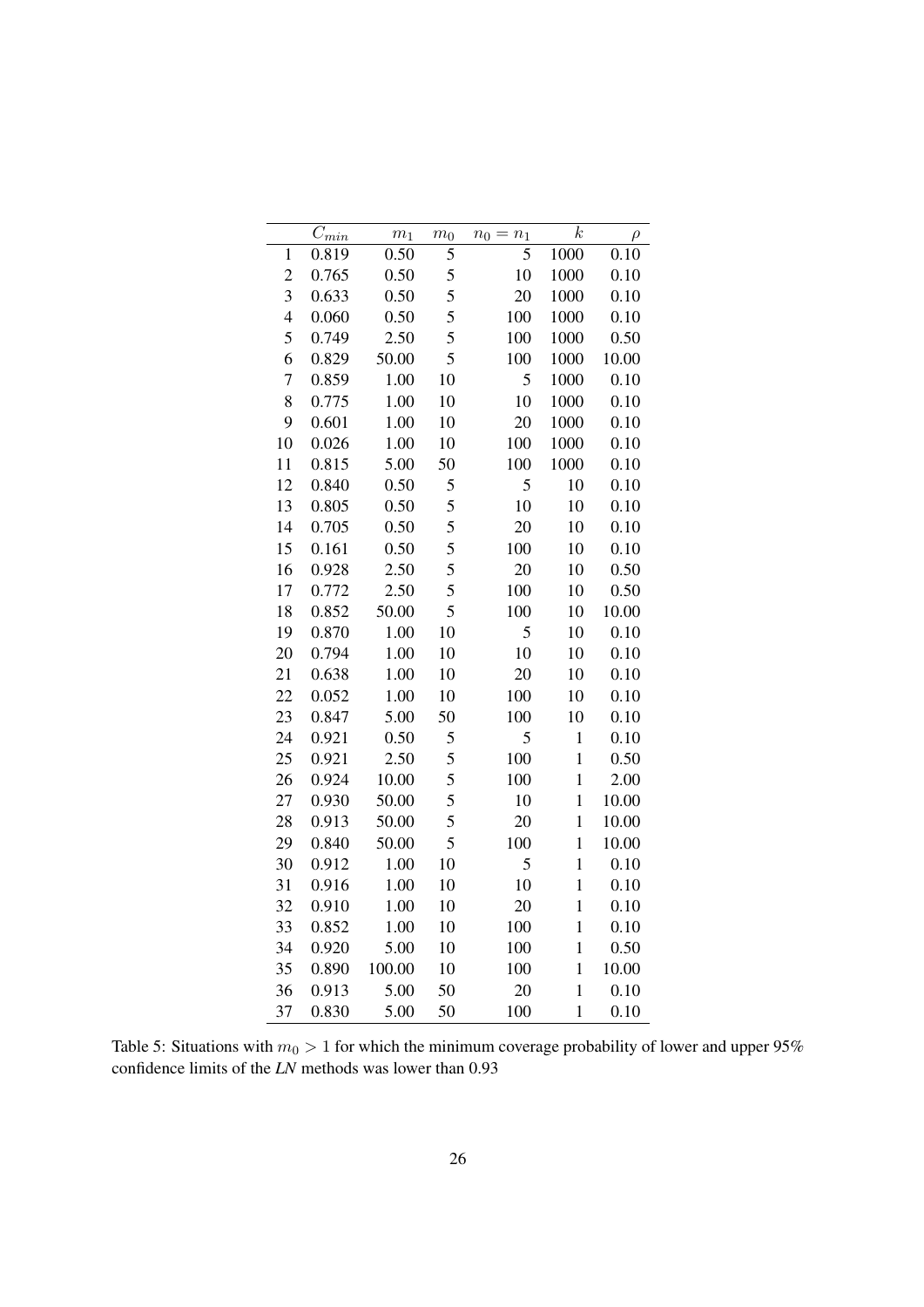|  | $C_{min}$ | $m_1$ | $m_0$ | $n_0 = n_1$ | $k$ | $\rho$ |
|---|---|---|---|---|---|---|
| 1 | 0.819 | 0.50 | 5 | 5 | 1000 | 0.10 |
| 2 | 0.765 | 0.50 | 5 | 10 | 1000 | 0.10 |
| 3 | 0.633 | 0.50 | 5 | 20 | 1000 | 0.10 |
| 4 | 0.060 | 0.50 | 5 | 100 | 1000 | 0.10 |
| 5 | 0.749 | 2.50 | 5 | 100 | 1000 | 0.50 |
| 6 | 0.829 | 50.00 | 5 | 100 | 1000 | 10.00 |
| 7 | 0.859 | 1.00 | 10 | 5 | 1000 | 0.10 |
| 8 | 0.775 | 1.00 | 10 | 10 | 1000 | 0.10 |
| 9 | 0.601 | 1.00 | 10 | 20 | 1000 | 0.10 |
| 10 | 0.026 | 1.00 | 10 | 100 | 1000 | 0.10 |
| 11 | 0.815 | 5.00 | 50 | 100 | 1000 | 0.10 |
| 12 | 0.840 | 0.50 | 5 | 5 | 10 | 0.10 |
| 13 | 0.805 | 0.50 | 5 | 10 | 10 | 0.10 |
| 14 | 0.705 | 0.50 | 5 | 20 | 10 | 0.10 |
| 15 | 0.161 | 0.50 | 5 | 100 | 10 | 0.10 |
| 16 | 0.928 | 2.50 | 5 | 20 | 10 | 0.50 |
| 17 | 0.772 | 2.50 | 5 | 100 | 10 | 0.50 |
| 18 | 0.852 | 50.00 | 5 | 100 | 10 | 10.00 |
| 19 | 0.870 | 1.00 | 10 | 5 | 10 | 0.10 |
| 20 | 0.794 | 1.00 | 10 | 10 | 10 | 0.10 |
| 21 | 0.638 | 1.00 | 10 | 20 | 10 | 0.10 |
| 22 | 0.052 | 1.00 | 10 | 100 | 10 | 0.10 |
| 23 | 0.847 | 5.00 | 50 | 100 | 10 | 0.10 |
| 24 | 0.921 | 0.50 | 5 | 5 | 1 | 0.10 |
| 25 | 0.921 | 2.50 | 5 | 100 | 1 | 0.50 |
| 26 | 0.924 | 10.00 | 5 | 100 | 1 | 2.00 |
| 27 | 0.930 | 50.00 | 5 | 10 | 1 | 10.00 |
| 28 | 0.913 | 50.00 | 5 | 20 | 1 | 10.00 |
| 29 | 0.840 | 50.00 | 5 | 100 | 1 | 10.00 |
| 30 | 0.912 | 1.00 | 10 | 5 | 1 | 0.10 |
| 31 | 0.916 | 1.00 | 10 | 10 | 1 | 0.10 |
| 32 | 0.910 | 1.00 | 10 | 20 | 1 | 0.10 |
| 33 | 0.852 | 1.00 | 10 | 100 | 1 | 0.10 |
| 34 | 0.920 | 5.00 | 10 | 100 | 1 | 0.50 |
| 35 | 0.890 | 100.00 | 10 | 100 | 1 | 10.00 |
| 36 | 0.913 | 5.00 | 50 | 20 | 1 | 0.10 |
| 37 | 0.830 | 5.00 | 50 | 100 | 1 | 0.10 |

Table 5: Situations with $m_0 > 1$ for which the minimum coverage probability of lower and upper 95% confidence limits of the *LN* methods was lower than 0.93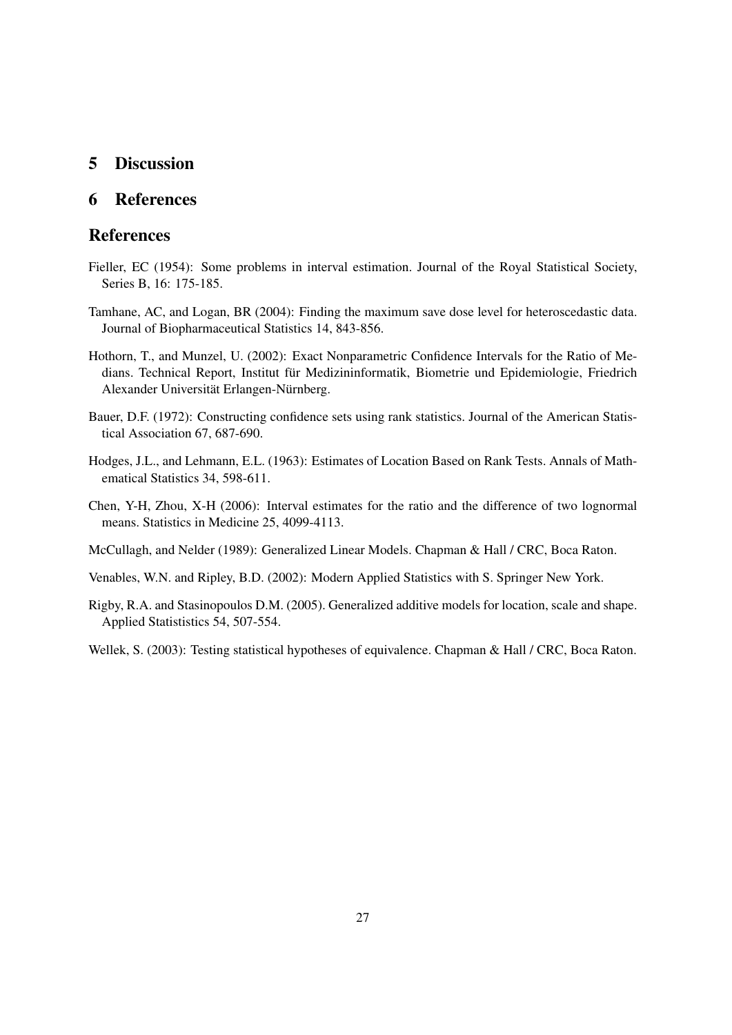## 5 Discussion

## 6 References

## References

Fieller, EC (1954): Some problems in interval estimation. Journal of the Royal Statistical Society, Series B, 16: 175-185.

Tamhane, AC, and Logan, BR (2004): Finding the maximum save dose level for heteroscedastic data. Journal of Biopharmaceutical Statistics 14, 843-856.

Hothorn, T., and Munzel, U. (2002): Exact Nonparametric Confidence Intervals for the Ratio of Medians. Technical Report, Institut für Medizininformatik, Biometrie und Epidemiologie, Friedrich Alexander Universität Erlangen-Nürnberg.

Bauer, D.F. (1972): Constructing confidence sets using rank statistics. Journal of the American Statistical Association 67, 687-690.

Hodges, J.L., and Lehmann, E.L. (1963): Estimates of Location Based on Rank Tests. Annals of Mathematical Statistics 34, 598-611.

Chen, Y-H, Zhou, X-H (2006): Interval estimates for the ratio and the difference of two lognormal means. Statistics in Medicine 25, 4099-4113.

McCullagh, and Nelder (1989): Generalized Linear Models. Chapman & Hall / CRC, Boca Raton.

Venables, W.N. and Ripley, B.D. (2002): Modern Applied Statistics with S. Springer New York.

Rigby, R.A. and Stasinopoulos D.M. (2005). Generalized additive models for location, scale and shape. Applied Statististics 54, 507-554.

Wellek, S. (2003): Testing statistical hypotheses of equivalence. Chapman & Hall / CRC, Boca Raton.